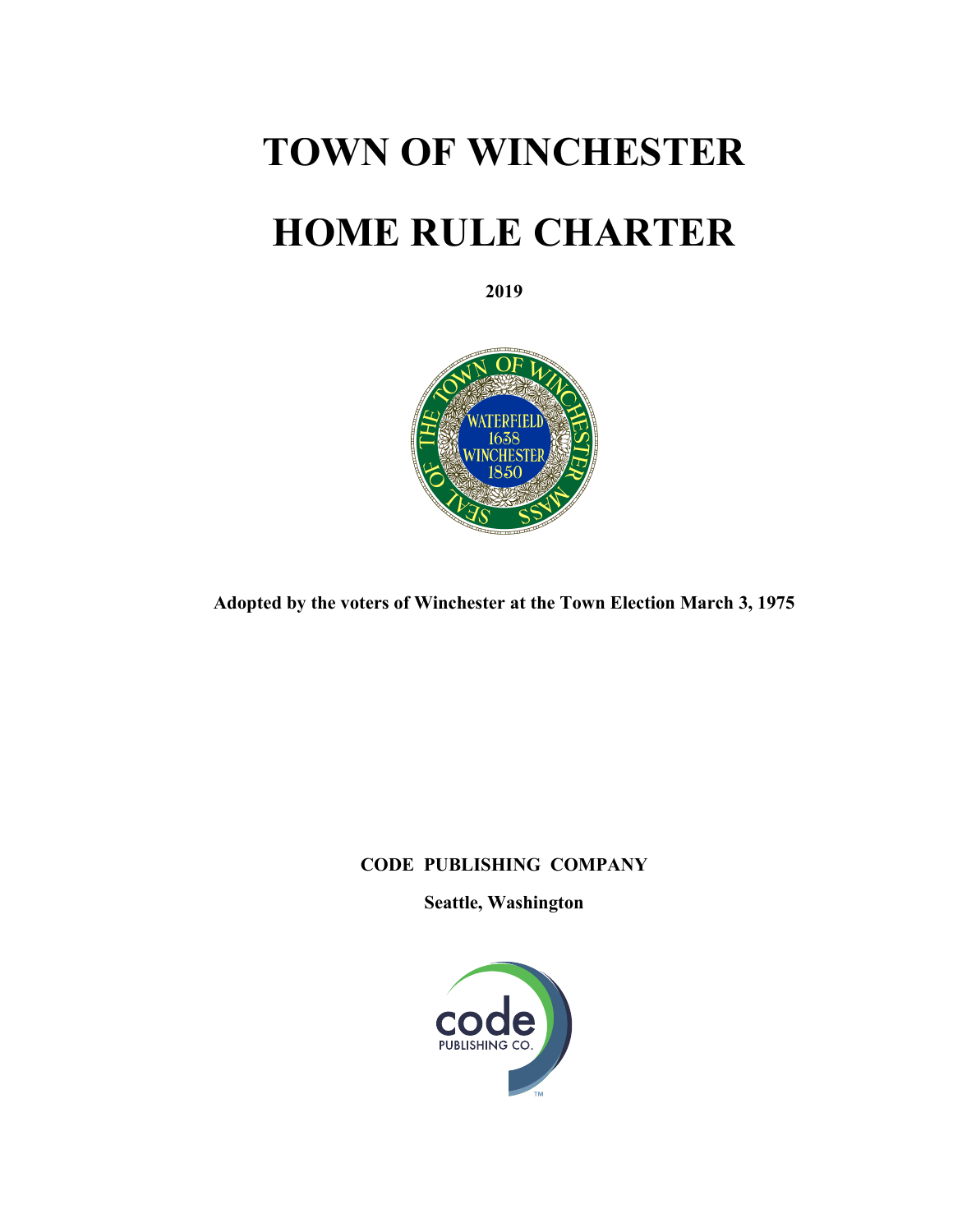# TOWN OF WINCHESTER

# HOME RULE CHARTER

**2019**

**Adopted by the voters of Winchester at the Town Election March 3, 1975**

**CODE PUBLISHING COMPANY**

**Seattle, Washington**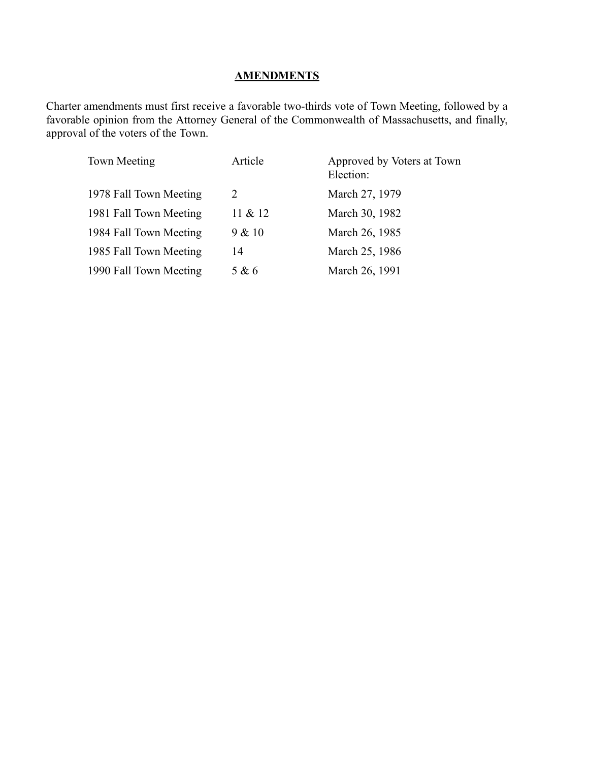# AMENDMENTS

Charter amendments must first receive a favorable two-thirds vote of Town Meeting, followed by a favorable opinion from the Attorney General of the Commonwealth of Massachusetts, and finally, approval of the voters of the Town.

| Town Meeting | Article | Approved by Voters at Town Election: |
|---|---|---|
| 1978 Fall Town Meeting | 2 | March 27, 1979 |
| 1981 Fall Town Meeting | 11 & 12 | March 30, 1982 |
| 1984 Fall Town Meeting | 9 & 10 | March 26, 1985 |
| 1985 Fall Town Meeting | 14 | March 25, 1986 |
| 1990 Fall Town Meeting | 5 & 6 | March 26, 1991 |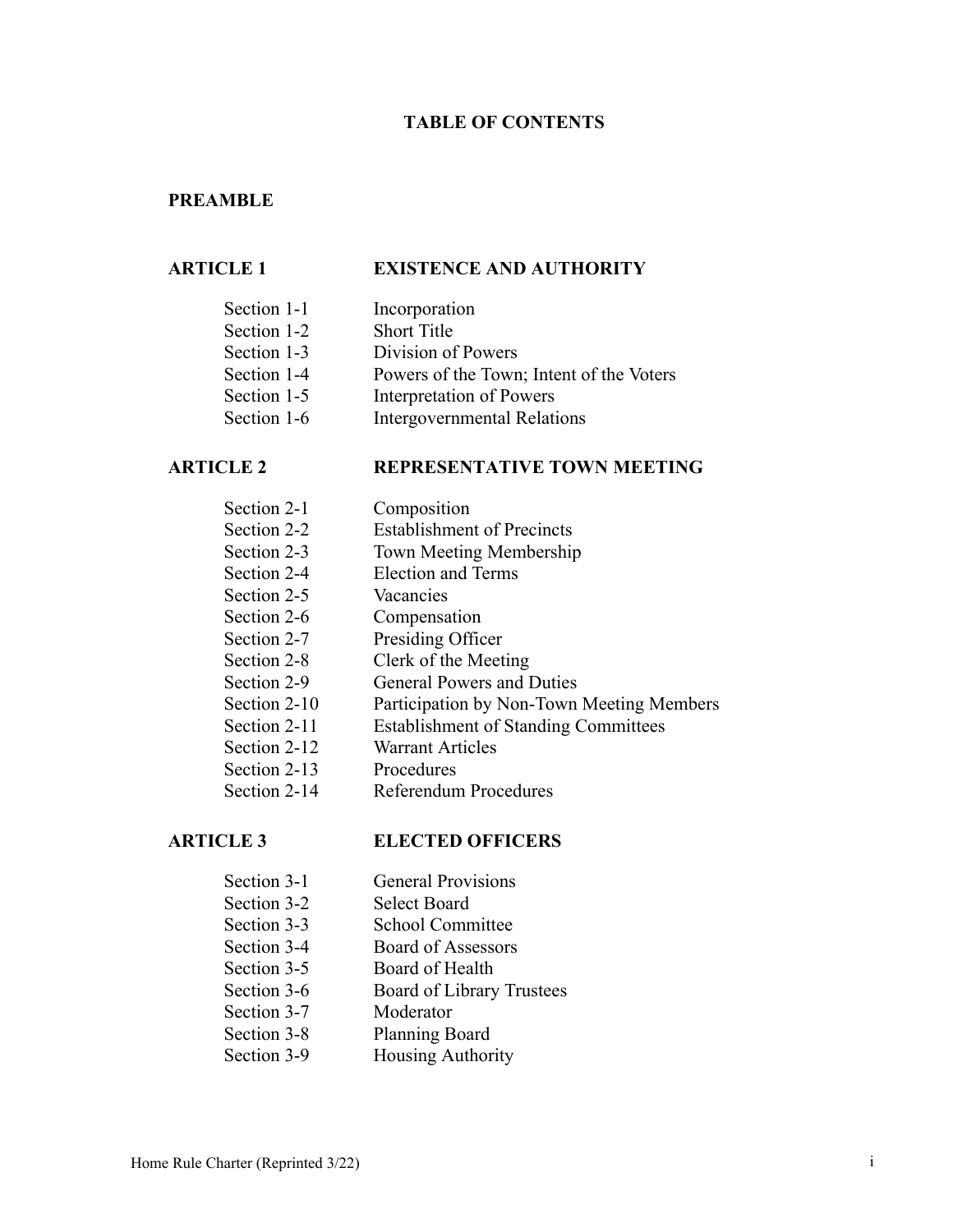# TABLE OF CONTENTS

**PREAMBLE**

**ARTICLE 1 — EXISTENCE AND AUTHORITY**

| | |
|---|---|
| Section 1-1 | Incorporation |
| Section 1-2 | Short Title |
| Section 1-3 | Division of Powers |
| Section 1-4 | Powers of the Town; Intent of the Voters |
| Section 1-5 | Interpretation of Powers |
| Section 1-6 | Intergovernmental Relations |

**ARTICLE 2 — REPRESENTATIVE TOWN MEETING**

| | |
|---|---|
| Section 2-1 | Composition |
| Section 2-2 | Establishment of Precincts |
| Section 2-3 | Town Meeting Membership |
| Section 2-4 | Election and Terms |
| Section 2-5 | Vacancies |
| Section 2-6 | Compensation |
| Section 2-7 | Presiding Officer |
| Section 2-8 | Clerk of the Meeting |
| Section 2-9 | General Powers and Duties |
| Section 2-10 | Participation by Non-Town Meeting Members |
| Section 2-11 | Establishment of Standing Committees |
| Section 2-12 | Warrant Articles |
| Section 2-13 | Procedures |
| Section 2-14 | Referendum Procedures |

**ARTICLE 3 — ELECTED OFFICERS**

| | |
|---|---|
| Section 3-1 | General Provisions |
| Section 3-2 | Select Board |
| Section 3-3 | School Committee |
| Section 3-4 | Board of Assessors |
| Section 3-5 | Board of Health |
| Section 3-6 | Board of Library Trustees |
| Section 3-7 | Moderator |
| Section 3-8 | Planning Board |
| Section 3-9 | Housing Authority |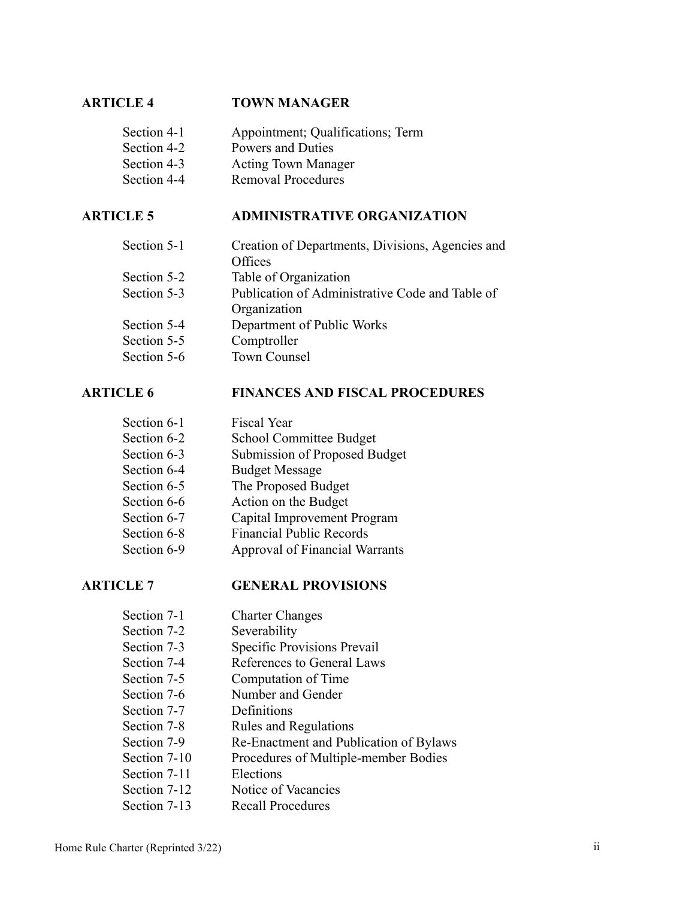**ARTICLE 4 TOWN MANAGER**

| | |
|---|---|
| Section 4-1 | Appointment; Qualifications; Term |
| Section 4-2 | Powers and Duties |
| Section 4-3 | Acting Town Manager |
| Section 4-4 | Removal Procedures |

**ARTICLE 5 ADMINISTRATIVE ORGANIZATION**

| | |
|---|---|
| Section 5-1 | Creation of Departments, Divisions, Agencies and Offices |
| Section 5-2 | Table of Organization |
| Section 5-3 | Publication of Administrative Code and Table of Organization |
| Section 5-4 | Department of Public Works |
| Section 5-5 | Comptroller |
| Section 5-6 | Town Counsel |

**ARTICLE 6 FINANCES AND FISCAL PROCEDURES**

| | |
|---|---|
| Section 6-1 | Fiscal Year |
| Section 6-2 | School Committee Budget |
| Section 6-3 | Submission of Proposed Budget |
| Section 6-4 | Budget Message |
| Section 6-5 | The Proposed Budget |
| Section 6-6 | Action on the Budget |
| Section 6-7 | Capital Improvement Program |
| Section 6-8 | Financial Public Records |
| Section 6-9 | Approval of Financial Warrants |

**ARTICLE 7 GENERAL PROVISIONS**

| | |
|---|---|
| Section 7-1 | Charter Changes |
| Section 7-2 | Severability |
| Section 7-3 | Specific Provisions Prevail |
| Section 7-4 | References to General Laws |
| Section 7-5 | Computation of Time |
| Section 7-6 | Number and Gender |
| Section 7-7 | Definitions |
| Section 7-8 | Rules and Regulations |
| Section 7-9 | Re-Enactment and Publication of Bylaws |
| Section 7-10 | Procedures of Multiple-member Bodies |
| Section 7-11 | Elections |
| Section 7-12 | Notice of Vacancies |
| Section 7-13 | Recall Procedures |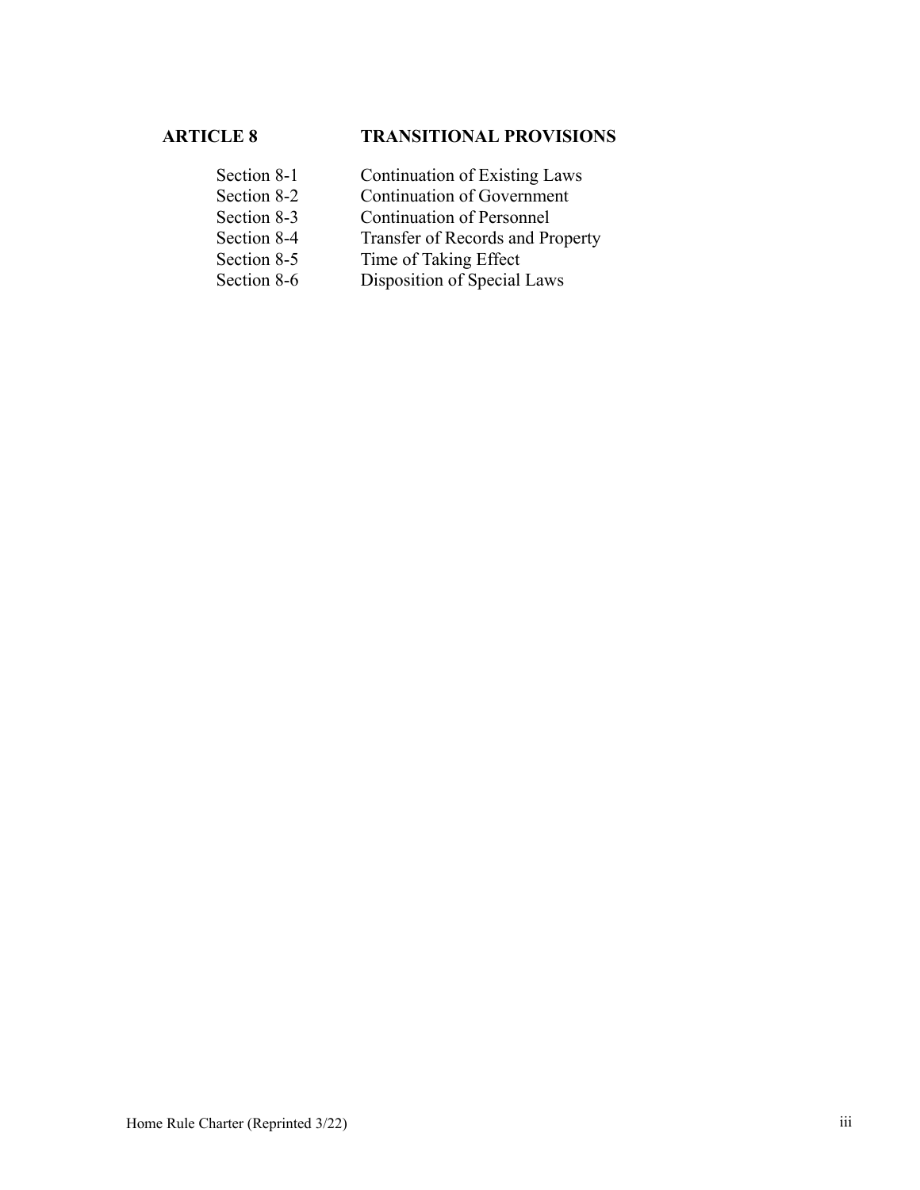**ARTICLE 8 TRANSITIONAL PROVISIONS**

| | |
|---|---|
| Section 8-1 | Continuation of Existing Laws |
| Section 8-2 | Continuation of Government |
| Section 8-3 | Continuation of Personnel |
| Section 8-4 | Transfer of Records and Property |
| Section 8-5 | Time of Taking Effect |
| Section 8-6 | Disposition of Special Laws |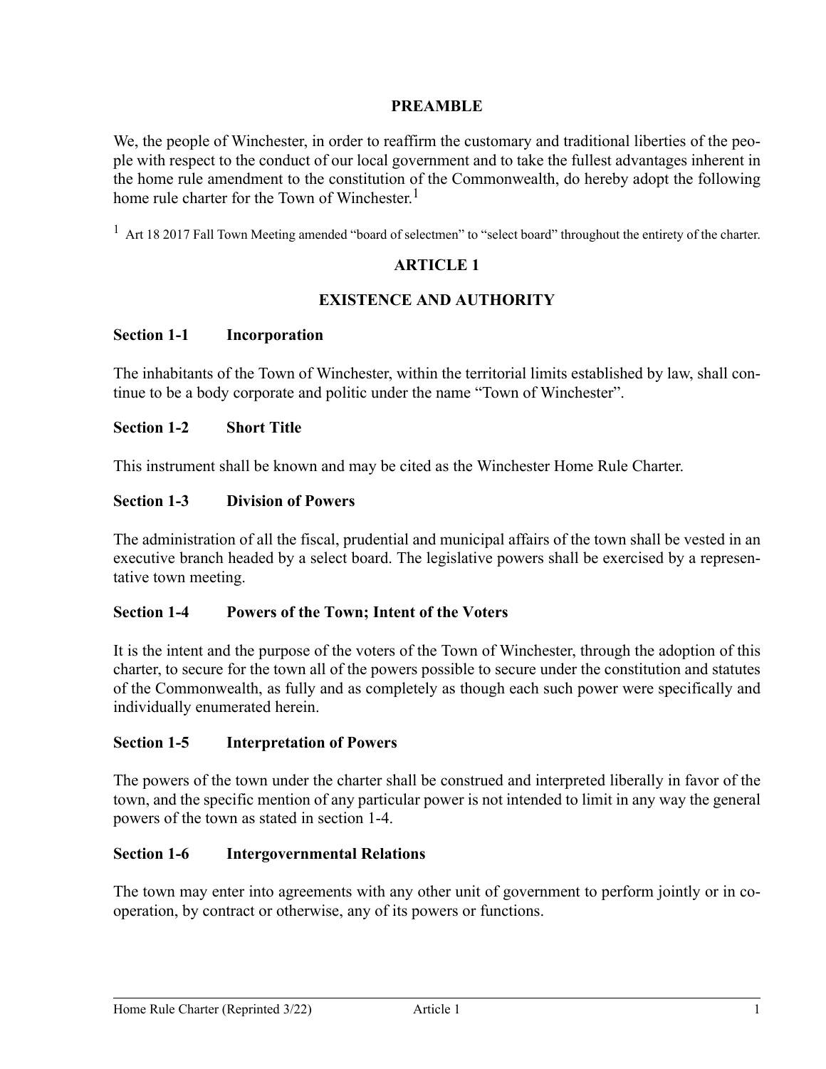## PREAMBLE

We, the people of Winchester, in order to reaffirm the customary and traditional liberties of the people with respect to the conduct of our local government and to take the fullest advantages inherent in the home rule amendment to the constitution of the Commonwealth, do hereby adopt the following home rule charter for the Town of Winchester.[1]

[1] Art 18 2017 Fall Town Meeting amended "board of selectmen" to "select board" throughout the entirety of the charter.

## ARTICLE 1

## EXISTENCE AND AUTHORITY

### Section 1-1 Incorporation

The inhabitants of the Town of Winchester, within the territorial limits established by law, shall continue to be a body corporate and politic under the name "Town of Winchester".

### Section 1-2 Short Title

This instrument shall be known and may be cited as the Winchester Home Rule Charter.

### Section 1-3 Division of Powers

The administration of all the fiscal, prudential and municipal affairs of the town shall be vested in an executive branch headed by a select board. The legislative powers shall be exercised by a representative town meeting.

### Section 1-4 Powers of the Town; Intent of the Voters

It is the intent and the purpose of the voters of the Town of Winchester, through the adoption of this charter, to secure for the town all of the powers possible to secure under the constitution and statutes of the Commonwealth, as fully and as completely as though each such power were specifically and individually enumerated herein.

### Section 1-5 Interpretation of Powers

The powers of the town under the charter shall be construed and interpreted liberally in favor of the town, and the specific mention of any particular power is not intended to limit in any way the general powers of the town as stated in section 1-4.

### Section 1-6 Intergovernmental Relations

The town may enter into agreements with any other unit of government to perform jointly or in cooperation, by contract or otherwise, any of its powers or functions.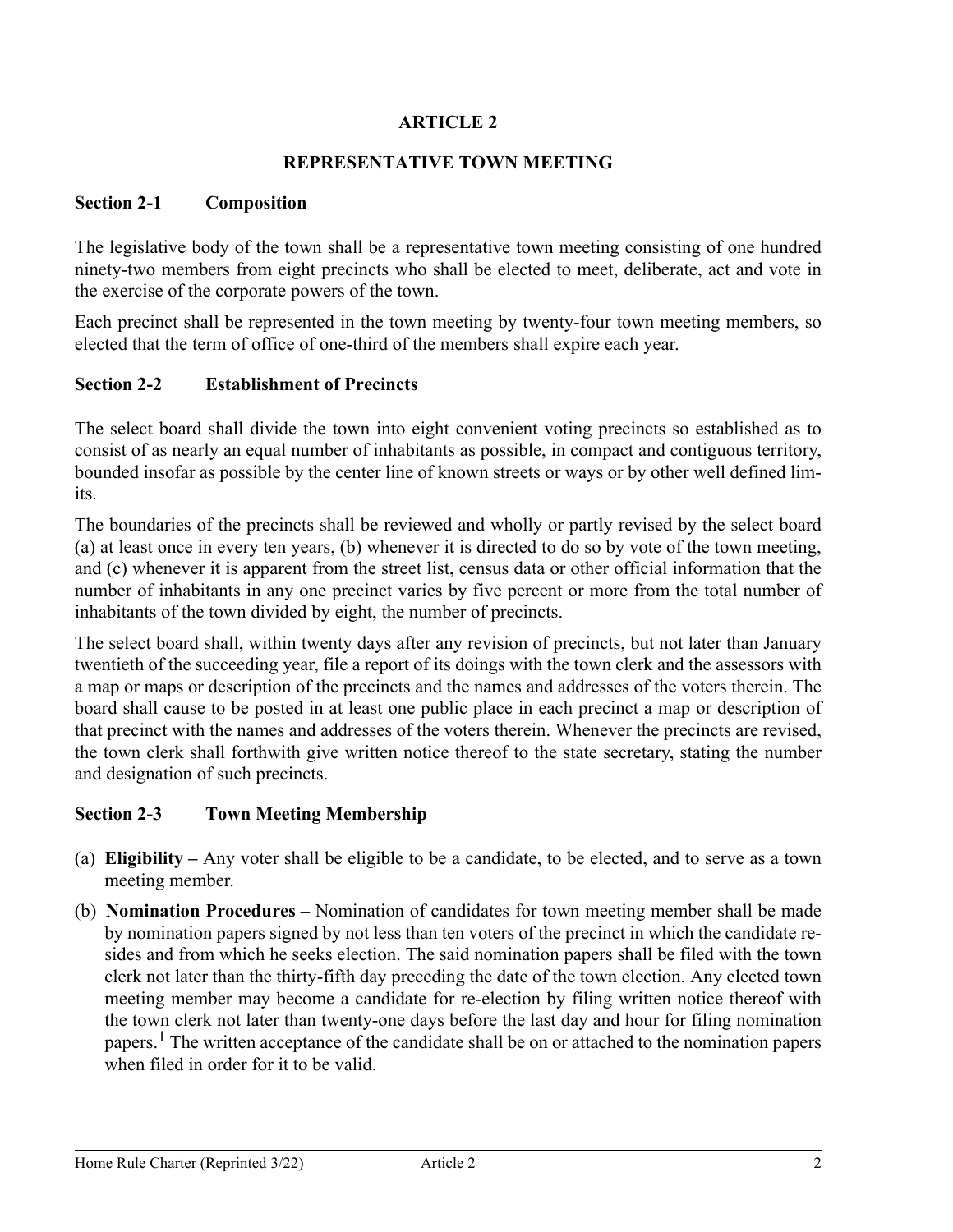# ARTICLE 2

## REPRESENTATIVE TOWN MEETING

### Section 2-1 Composition

The legislative body of the town shall be a representative town meeting consisting of one hundred ninety-two members from eight precincts who shall be elected to meet, deliberate, act and vote in the exercise of the corporate powers of the town.

Each precinct shall be represented in the town meeting by twenty-four town meeting members, so elected that the term of office of one-third of the members shall expire each year.

### Section 2-2 Establishment of Precincts

The select board shall divide the town into eight convenient voting precincts so established as to consist of as nearly an equal number of inhabitants as possible, in compact and contiguous territory, bounded insofar as possible by the center line of known streets or ways or by other well defined limits.

The boundaries of the precincts shall be reviewed and wholly or partly revised by the select board (a) at least once in every ten years, (b) whenever it is directed to do so by vote of the town meeting, and (c) whenever it is apparent from the street list, census data or other official information that the number of inhabitants in any one precinct varies by five percent or more from the total number of inhabitants of the town divided by eight, the number of precincts.

The select board shall, within twenty days after any revision of precincts, but not later than January twentieth of the succeeding year, file a report of its doings with the town clerk and the assessors with a map or maps or description of the precincts and the names and addresses of the voters therein. The board shall cause to be posted in at least one public place in each precinct a map or description of that precinct with the names and addresses of the voters therein. Whenever the precincts are revised, the town clerk shall forthwith give written notice thereof to the state secretary, stating the number and designation of such precincts.

### Section 2-3 Town Meeting Membership

(a) **Eligibility –** Any voter shall be eligible to be a candidate, to be elected, and to serve as a town meeting member.

(b) **Nomination Procedures –** Nomination of candidates for town meeting member shall be made by nomination papers signed by not less than ten voters of the precinct in which the candidate resides and from which he seeks election. The said nomination papers shall be filed with the town clerk not later than the thirty-fifth day preceding the date of the town election. Any elected town meeting member may become a candidate for re-election by filing written notice thereof with the town clerk not later than twenty-one days before the last day and hour for filing nomination papers.[1] The written acceptance of the candidate shall be on or attached to the nomination papers when filed in order for it to be valid.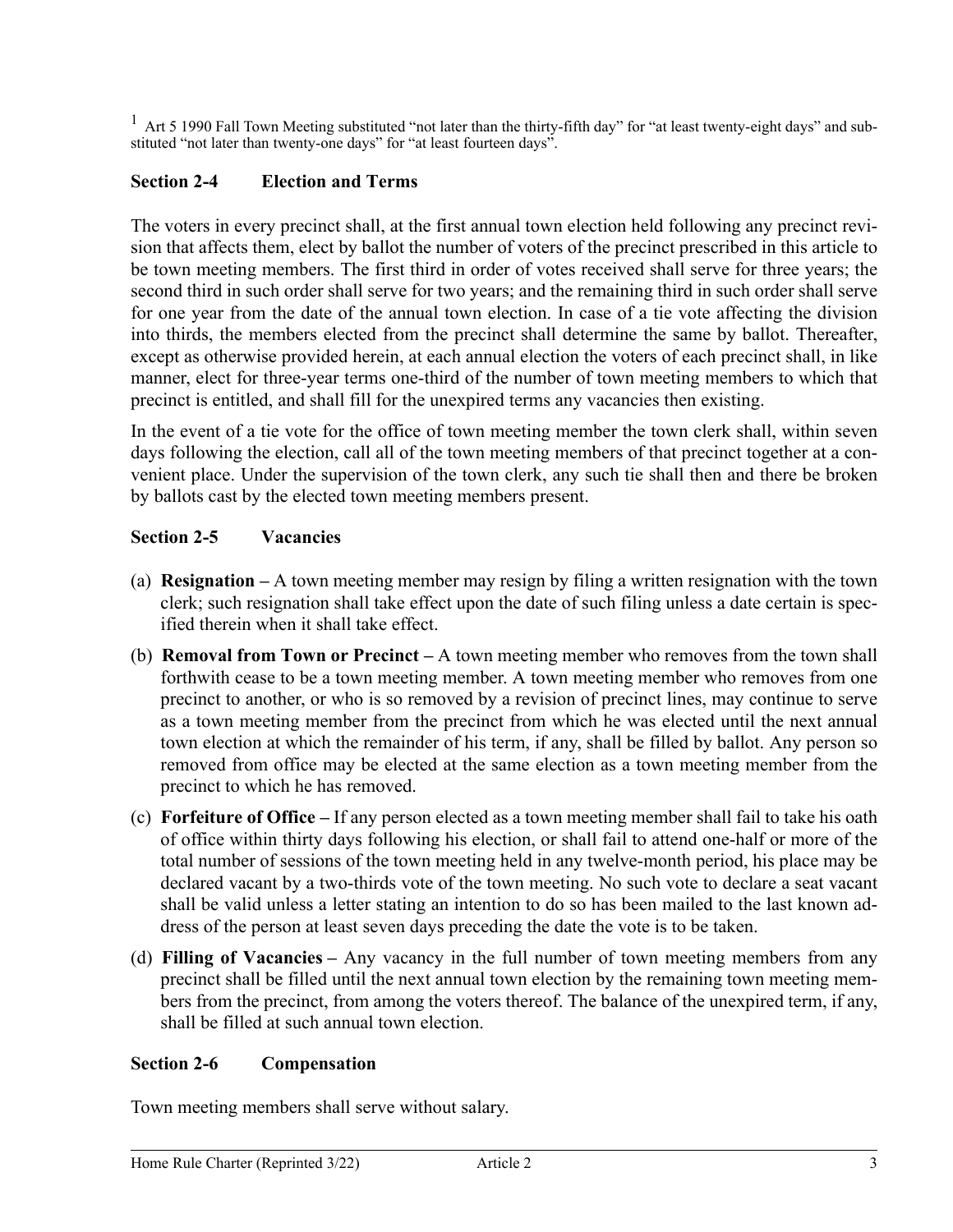[1] Art 5 1990 Fall Town Meeting substituted "not later than the thirty-fifth day" for "at least twenty-eight days" and substituted "not later than twenty-one days" for "at least fourteen days".

### Section 2-4 Election and Terms

The voters in every precinct shall, at the first annual town election held following any precinct revision that affects them, elect by ballot the number of voters of the precinct prescribed in this article to be town meeting members. The first third in order of votes received shall serve for three years; the second third in such order shall serve for two years; and the remaining third in such order shall serve for one year from the date of the annual town election. In case of a tie vote affecting the division into thirds, the members elected from the precinct shall determine the same by ballot. Thereafter, except as otherwise provided herein, at each annual election the voters of each precinct shall, in like manner, elect for three-year terms one-third of the number of town meeting members to which that precinct is entitled, and shall fill for the unexpired terms any vacancies then existing.

In the event of a tie vote for the office of town meeting member the town clerk shall, within seven days following the election, call all of the town meeting members of that precinct together at a convenient place. Under the supervision of the town clerk, any such tie shall then and there be broken by ballots cast by the elected town meeting members present.

### Section 2-5 Vacancies

(a) **Resignation –** A town meeting member may resign by filing a written resignation with the town clerk; such resignation shall take effect upon the date of such filing unless a date certain is specified therein when it shall take effect.

(b) **Removal from Town or Precinct –** A town meeting member who removes from the town shall forthwith cease to be a town meeting member. A town meeting member who removes from one precinct to another, or who is so removed by a revision of precinct lines, may continue to serve as a town meeting member from the precinct from which he was elected until the next annual town election at which the remainder of his term, if any, shall be filled by ballot. Any person so removed from office may be elected at the same election as a town meeting member from the precinct to which he has removed.

(c) **Forfeiture of Office –** If any person elected as a town meeting member shall fail to take his oath of office within thirty days following his election, or shall fail to attend one-half or more of the total number of sessions of the town meeting held in any twelve-month period, his place may be declared vacant by a two-thirds vote of the town meeting. No such vote to declare a seat vacant shall be valid unless a letter stating an intention to do so has been mailed to the last known address of the person at least seven days preceding the date the vote is to be taken.

(d) **Filling of Vacancies –** Any vacancy in the full number of town meeting members from any precinct shall be filled until the next annual town election by the remaining town meeting members from the precinct, from among the voters thereof. The balance of the unexpired term, if any, shall be filled at such annual town election.

### Section 2-6 Compensation

Town meeting members shall serve without salary.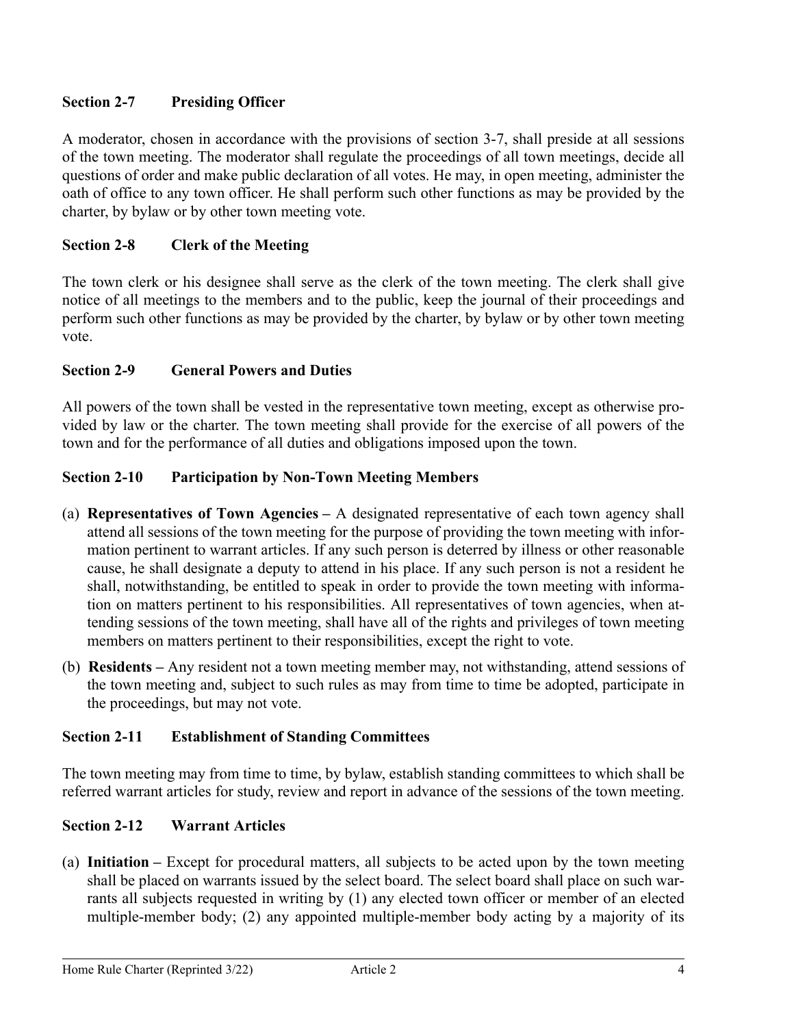### Section 2-7 Presiding Officer

A moderator, chosen in accordance with the provisions of section 3-7, shall preside at all sessions of the town meeting. The moderator shall regulate the proceedings of all town meetings, decide all questions of order and make public declaration of all votes. He may, in open meeting, administer the oath of office to any town officer. He shall perform such other functions as may be provided by the charter, by bylaw or by other town meeting vote.

### Section 2-8 Clerk of the Meeting

The town clerk or his designee shall serve as the clerk of the town meeting. The clerk shall give notice of all meetings to the members and to the public, keep the journal of their proceedings and perform such other functions as may be provided by the charter, by bylaw or by other town meeting vote.

### Section 2-9 General Powers and Duties

All powers of the town shall be vested in the representative town meeting, except as otherwise provided by law or the charter. The town meeting shall provide for the exercise of all powers of the town and for the performance of all duties and obligations imposed upon the town.

### Section 2-10 Participation by Non-Town Meeting Members

(a) **Representatives of Town Agencies –** A designated representative of each town agency shall attend all sessions of the town meeting for the purpose of providing the town meeting with information pertinent to warrant articles. If any such person is deterred by illness or other reasonable cause, he shall designate a deputy to attend in his place. If any such person is not a resident he shall, notwithstanding, be entitled to speak in order to provide the town meeting with information on matters pertinent to his responsibilities. All representatives of town agencies, when attending sessions of the town meeting, shall have all of the rights and privileges of town meeting members on matters pertinent to their responsibilities, except the right to vote.

(b) **Residents –** Any resident not a town meeting member may, not withstanding, attend sessions of the town meeting and, subject to such rules as may from time to time be adopted, participate in the proceedings, but may not vote.

### Section 2-11 Establishment of Standing Committees

The town meeting may from time to time, by bylaw, establish standing committees to which shall be referred warrant articles for study, review and report in advance of the sessions of the town meeting.

### Section 2-12 Warrant Articles

(a) **Initiation –** Except for procedural matters, all subjects to be acted upon by the town meeting shall be placed on warrants issued by the select board. The select board shall place on such warrants all subjects requested in writing by (1) any elected town officer or member of an elected multiple-member body; (2) any appointed multiple-member body acting by a majority of its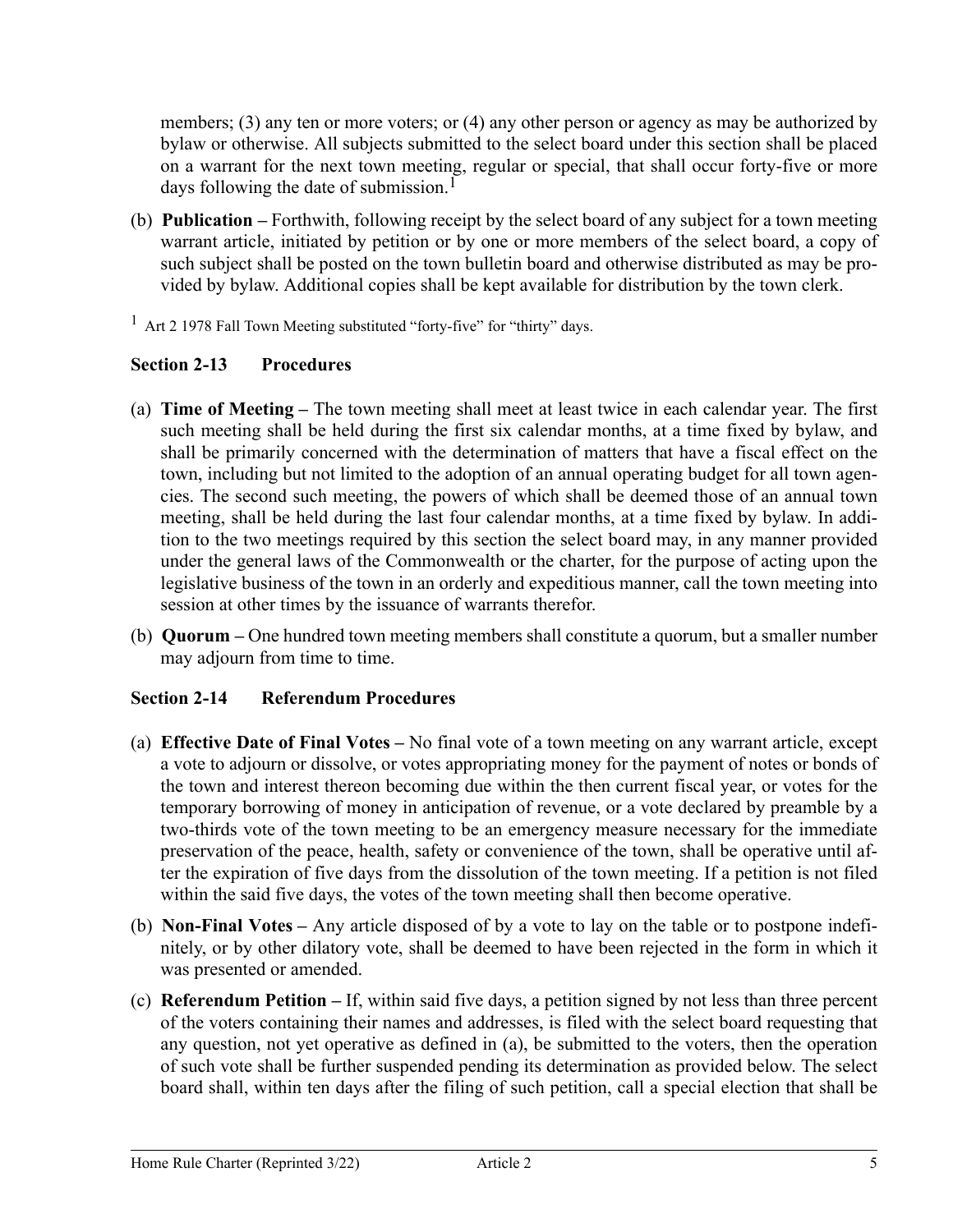members; (3) any ten or more voters; or (4) any other person or agency as may be authorized by bylaw or otherwise. All subjects submitted to the select board under this section shall be placed on a warrant for the next town meeting, regular or special, that shall occur forty-five or more days following the date of submission.[1]

(b) **Publication –** Forthwith, following receipt by the select board of any subject for a town meeting warrant article, initiated by petition or by one or more members of the select board, a copy of such subject shall be posted on the town bulletin board and otherwise distributed as may be provided by bylaw. Additional copies shall be kept available for distribution by the town clerk.

[1] Art 2 1978 Fall Town Meeting substituted "forty-five" for "thirty" days.

### Section 2-13 Procedures

(a) **Time of Meeting –** The town meeting shall meet at least twice in each calendar year. The first such meeting shall be held during the first six calendar months, at a time fixed by bylaw, and shall be primarily concerned with the determination of matters that have a fiscal effect on the town, including but not limited to the adoption of an annual operating budget for all town agencies. The second such meeting, the powers of which shall be deemed those of an annual town meeting, shall be held during the last four calendar months, at a time fixed by bylaw. In addition to the two meetings required by this section the select board may, in any manner provided under the general laws of the Commonwealth or the charter, for the purpose of acting upon the legislative business of the town in an orderly and expeditious manner, call the town meeting into session at other times by the issuance of warrants therefor.

(b) **Quorum –** One hundred town meeting members shall constitute a quorum, but a smaller number may adjourn from time to time.

### Section 2-14 Referendum Procedures

(a) **Effective Date of Final Votes –** No final vote of a town meeting on any warrant article, except a vote to adjourn or dissolve, or votes appropriating money for the payment of notes or bonds of the town and interest thereon becoming due within the then current fiscal year, or votes for the temporary borrowing of money in anticipation of revenue, or a vote declared by preamble by a two-thirds vote of the town meeting to be an emergency measure necessary for the immediate preservation of the peace, health, safety or convenience of the town, shall be operative until after the expiration of five days from the dissolution of the town meeting. If a petition is not filed within the said five days, the votes of the town meeting shall then become operative.

(b) **Non-Final Votes –** Any article disposed of by a vote to lay on the table or to postpone indefinitely, or by other dilatory vote, shall be deemed to have been rejected in the form in which it was presented or amended.

(c) **Referendum Petition –** If, within said five days, a petition signed by not less than three percent of the voters containing their names and addresses, is filed with the select board requesting that any question, not yet operative as defined in (a), be submitted to the voters, then the operation of such vote shall be further suspended pending its determination as provided below. The select board shall, within ten days after the filing of such petition, call a special election that shall be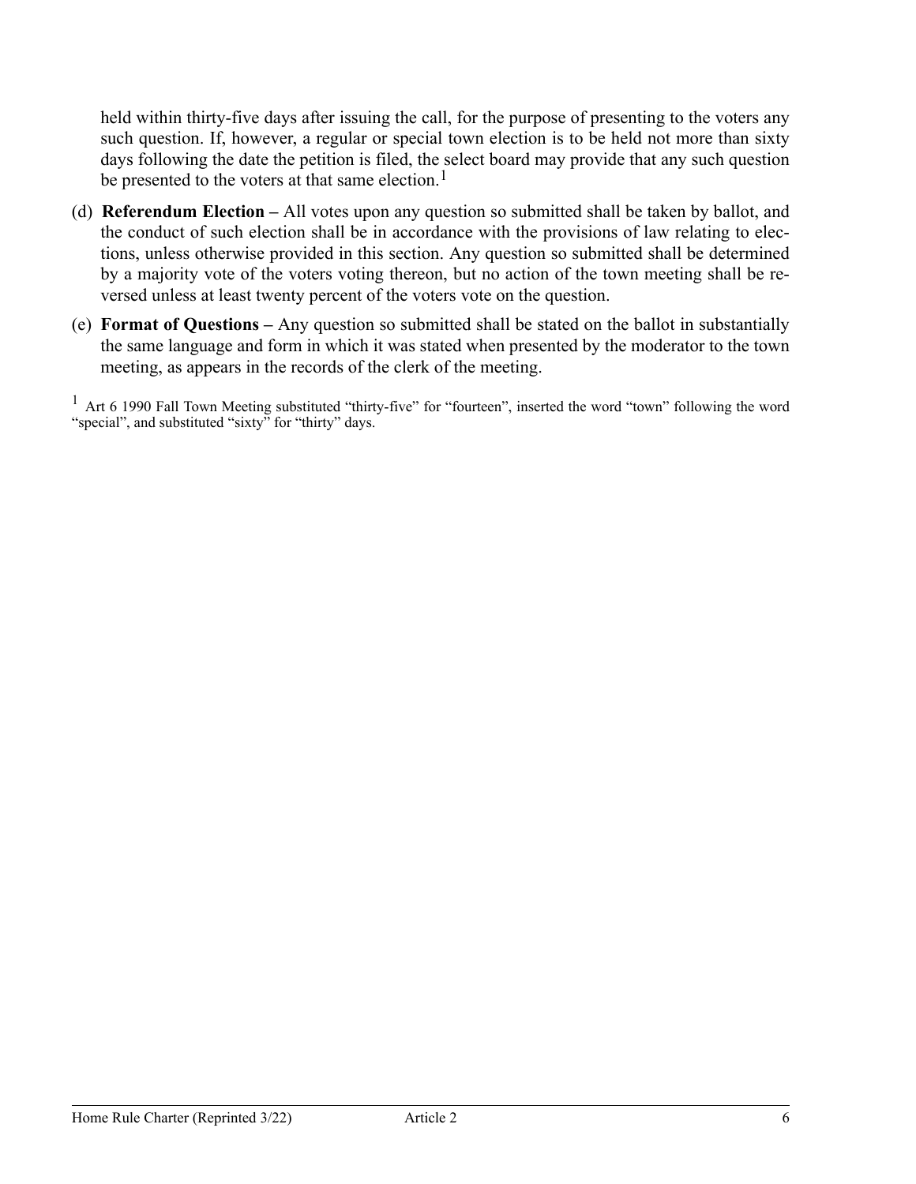held within thirty-five days after issuing the call, for the purpose of presenting to the voters any such question. If, however, a regular or special town election is to be held not more than sixty days following the date the petition is filed, the select board may provide that any such question be presented to the voters at that same election.[1]

(d) **Referendum Election –** All votes upon any question so submitted shall be taken by ballot, and the conduct of such election shall be in accordance with the provisions of law relating to elections, unless otherwise provided in this section. Any question so submitted shall be determined by a majority vote of the voters voting thereon, but no action of the town meeting shall be reversed unless at least twenty percent of the voters vote on the question.

(e) **Format of Questions –** Any question so submitted shall be stated on the ballot in substantially the same language and form in which it was stated when presented by the moderator to the town meeting, as appears in the records of the clerk of the meeting.

[1] Art 6 1990 Fall Town Meeting substituted "thirty-five" for "fourteen", inserted the word "town" following the word "special", and substituted "sixty" for "thirty" days.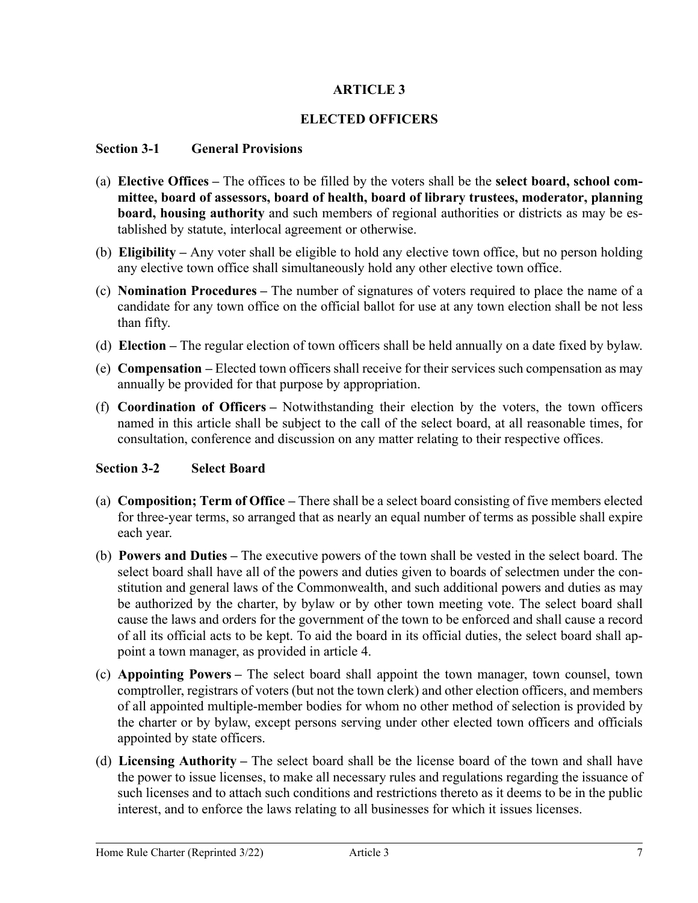# ARTICLE 3

# ELECTED OFFICERS

## Section 3-1 General Provisions

(a) **Elective Offices –** The offices to be filled by the voters shall be the **select board, school committee, board of assessors, board of health, board of library trustees, moderator, planning board, housing authority** and such members of regional authorities or districts as may be established by statute, interlocal agreement or otherwise.

(b) **Eligibility –** Any voter shall be eligible to hold any elective town office, but no person holding any elective town office shall simultaneously hold any other elective town office.

(c) **Nomination Procedures –** The number of signatures of voters required to place the name of a candidate for any town office on the official ballot for use at any town election shall be not less than fifty.

(d) **Election –** The regular election of town officers shall be held annually on a date fixed by bylaw.

(e) **Compensation –** Elected town officers shall receive for their services such compensation as may annually be provided for that purpose by appropriation.

(f) **Coordination of Officers –** Notwithstanding their election by the voters, the town officers named in this article shall be subject to the call of the select board, at all reasonable times, for consultation, conference and discussion on any matter relating to their respective offices.

## Section 3-2 Select Board

(a) **Composition; Term of Office –** There shall be a select board consisting of five members elected for three-year terms, so arranged that as nearly an equal number of terms as possible shall expire each year.

(b) **Powers and Duties –** The executive powers of the town shall be vested in the select board. The select board shall have all of the powers and duties given to boards of selectmen under the constitution and general laws of the Commonwealth, and such additional powers and duties as may be authorized by the charter, by bylaw or by other town meeting vote. The select board shall cause the laws and orders for the government of the town to be enforced and shall cause a record of all its official acts to be kept. To aid the board in its official duties, the select board shall appoint a town manager, as provided in article 4.

(c) **Appointing Powers –** The select board shall appoint the town manager, town counsel, town comptroller, registrars of voters (but not the town clerk) and other election officers, and members of all appointed multiple-member bodies for whom no other method of selection is provided by the charter or by bylaw, except persons serving under other elected town officers and officials appointed by state officers.

(d) **Licensing Authority –** The select board shall be the license board of the town and shall have the power to issue licenses, to make all necessary rules and regulations regarding the issuance of such licenses and to attach such conditions and restrictions thereto as it deems to be in the public interest, and to enforce the laws relating to all businesses for which it issues licenses.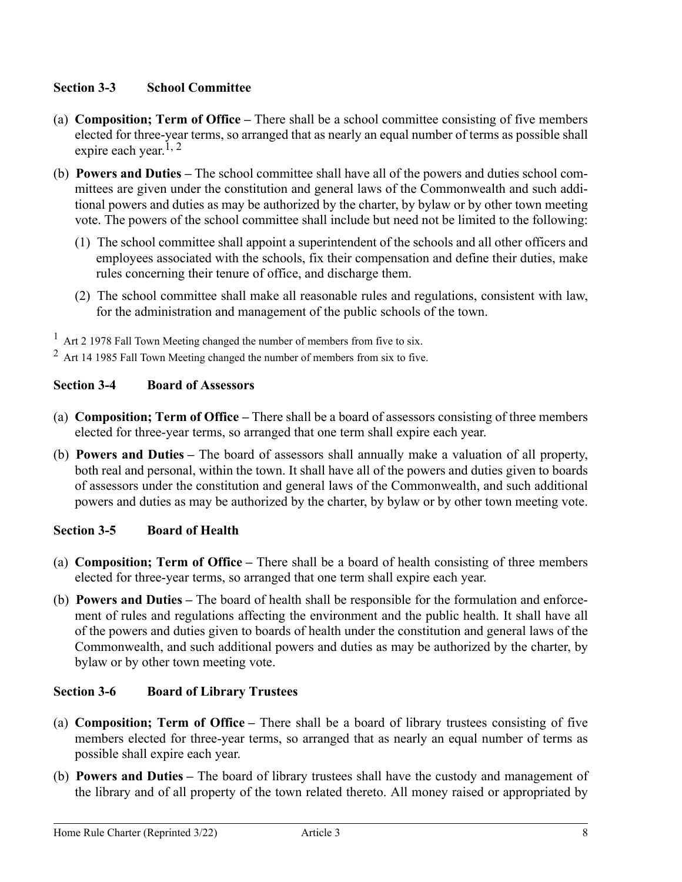### Section 3-3 School Committee

(a) **Composition; Term of Office –** There shall be a school committee consisting of five members elected for three-year terms, so arranged that as nearly an equal number of terms as possible shall expire each year.[1, 2]

(b) **Powers and Duties –** The school committee shall have all of the powers and duties school committees are given under the constitution and general laws of the Commonwealth and such additional powers and duties as may be authorized by the charter, by bylaw or by other town meeting vote. The powers of the school committee shall include but need not be limited to the following:

(1) The school committee shall appoint a superintendent of the schools and all other officers and employees associated with the schools, fix their compensation and define their duties, make rules concerning their tenure of office, and discharge them.

(2) The school committee shall make all reasonable rules and regulations, consistent with law, for the administration and management of the public schools of the town.

[1] Art 2 1978 Fall Town Meeting changed the number of members from five to six.

[2] Art 14 1985 Fall Town Meeting changed the number of members from six to five.

### Section 3-4 Board of Assessors

(a) **Composition; Term of Office –** There shall be a board of assessors consisting of three members elected for three-year terms, so arranged that one term shall expire each year.

(b) **Powers and Duties –** The board of assessors shall annually make a valuation of all property, both real and personal, within the town. It shall have all of the powers and duties given to boards of assessors under the constitution and general laws of the Commonwealth, and such additional powers and duties as may be authorized by the charter, by bylaw or by other town meeting vote.

### Section 3-5 Board of Health

(a) **Composition; Term of Office –** There shall be a board of health consisting of three members elected for three-year terms, so arranged that one term shall expire each year.

(b) **Powers and Duties –** The board of health shall be responsible for the formulation and enforcement of rules and regulations affecting the environment and the public health. It shall have all of the powers and duties given to boards of health under the constitution and general laws of the Commonwealth, and such additional powers and duties as may be authorized by the charter, by bylaw or by other town meeting vote.

### Section 3-6 Board of Library Trustees

(a) **Composition; Term of Office –** There shall be a board of library trustees consisting of five members elected for three-year terms, so arranged that as nearly an equal number of terms as possible shall expire each year.

(b) **Powers and Duties –** The board of library trustees shall have the custody and management of the library and of all property of the town related thereto. All money raised or appropriated by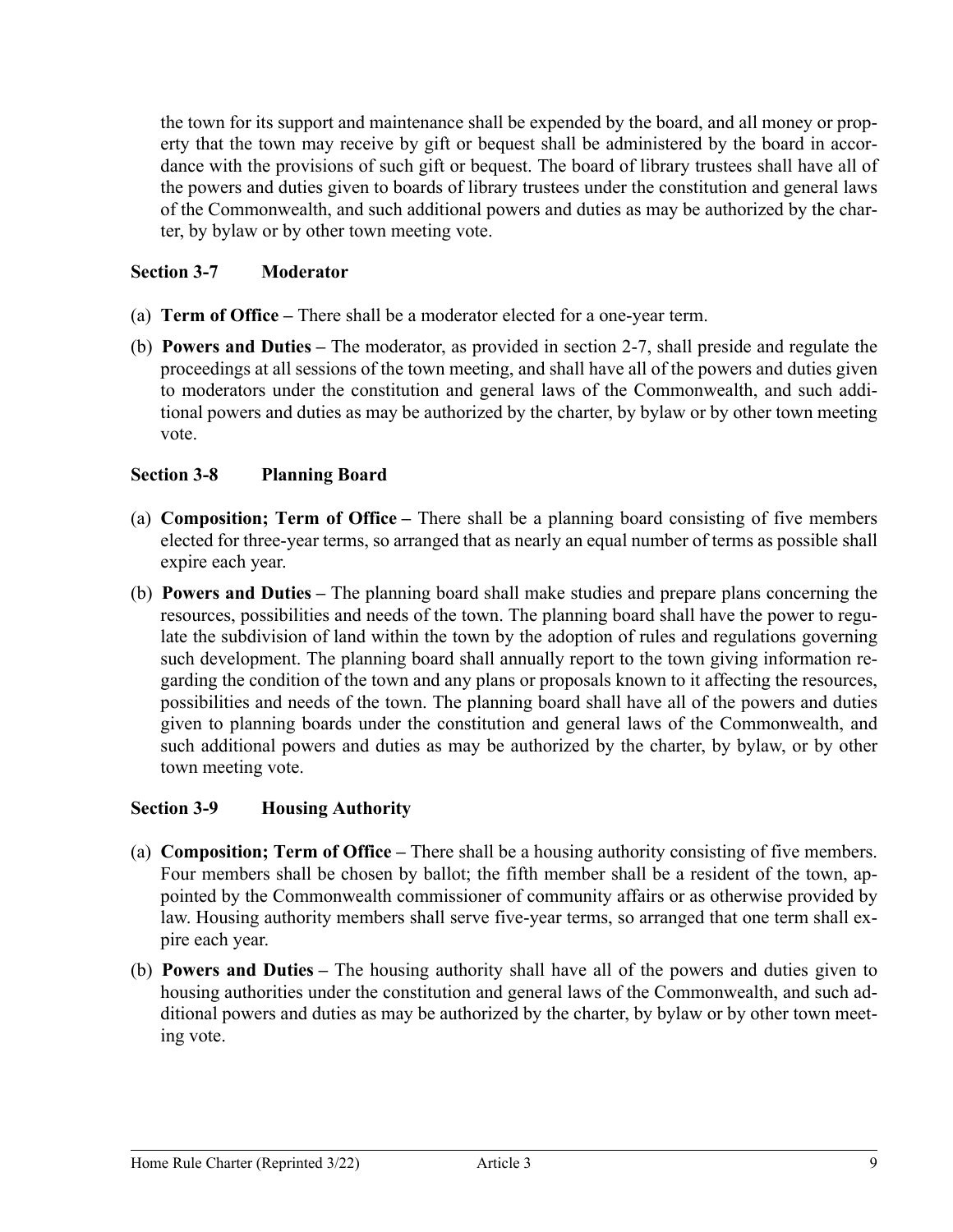the town for its support and maintenance shall be expended by the board, and all money or property that the town may receive by gift or bequest shall be administered by the board in accordance with the provisions of such gift or bequest. The board of library trustees shall have all of the powers and duties given to boards of library trustees under the constitution and general laws of the Commonwealth, and such additional powers and duties as may be authorized by the charter, by bylaw or by other town meeting vote.

### Section 3-7 Moderator

(a) **Term of Office –** There shall be a moderator elected for a one-year term.

(b) **Powers and Duties –** The moderator, as provided in section 2-7, shall preside and regulate the proceedings at all sessions of the town meeting, and shall have all of the powers and duties given to moderators under the constitution and general laws of the Commonwealth, and such additional powers and duties as may be authorized by the charter, by bylaw or by other town meeting vote.

### Section 3-8 Planning Board

(a) **Composition; Term of Office –** There shall be a planning board consisting of five members elected for three-year terms, so arranged that as nearly an equal number of terms as possible shall expire each year.

(b) **Powers and Duties –** The planning board shall make studies and prepare plans concerning the resources, possibilities and needs of the town. The planning board shall have the power to regulate the subdivision of land within the town by the adoption of rules and regulations governing such development. The planning board shall annually report to the town giving information regarding the condition of the town and any plans or proposals known to it affecting the resources, possibilities and needs of the town. The planning board shall have all of the powers and duties given to planning boards under the constitution and general laws of the Commonwealth, and such additional powers and duties as may be authorized by the charter, by bylaw, or by other town meeting vote.

### Section 3-9 Housing Authority

(a) **Composition; Term of Office –** There shall be a housing authority consisting of five members. Four members shall be chosen by ballot; the fifth member shall be a resident of the town, appointed by the Commonwealth commissioner of community affairs or as otherwise provided by law. Housing authority members shall serve five-year terms, so arranged that one term shall expire each year.

(b) **Powers and Duties –** The housing authority shall have all of the powers and duties given to housing authorities under the constitution and general laws of the Commonwealth, and such additional powers and duties as may be authorized by the charter, by bylaw or by other town meeting vote.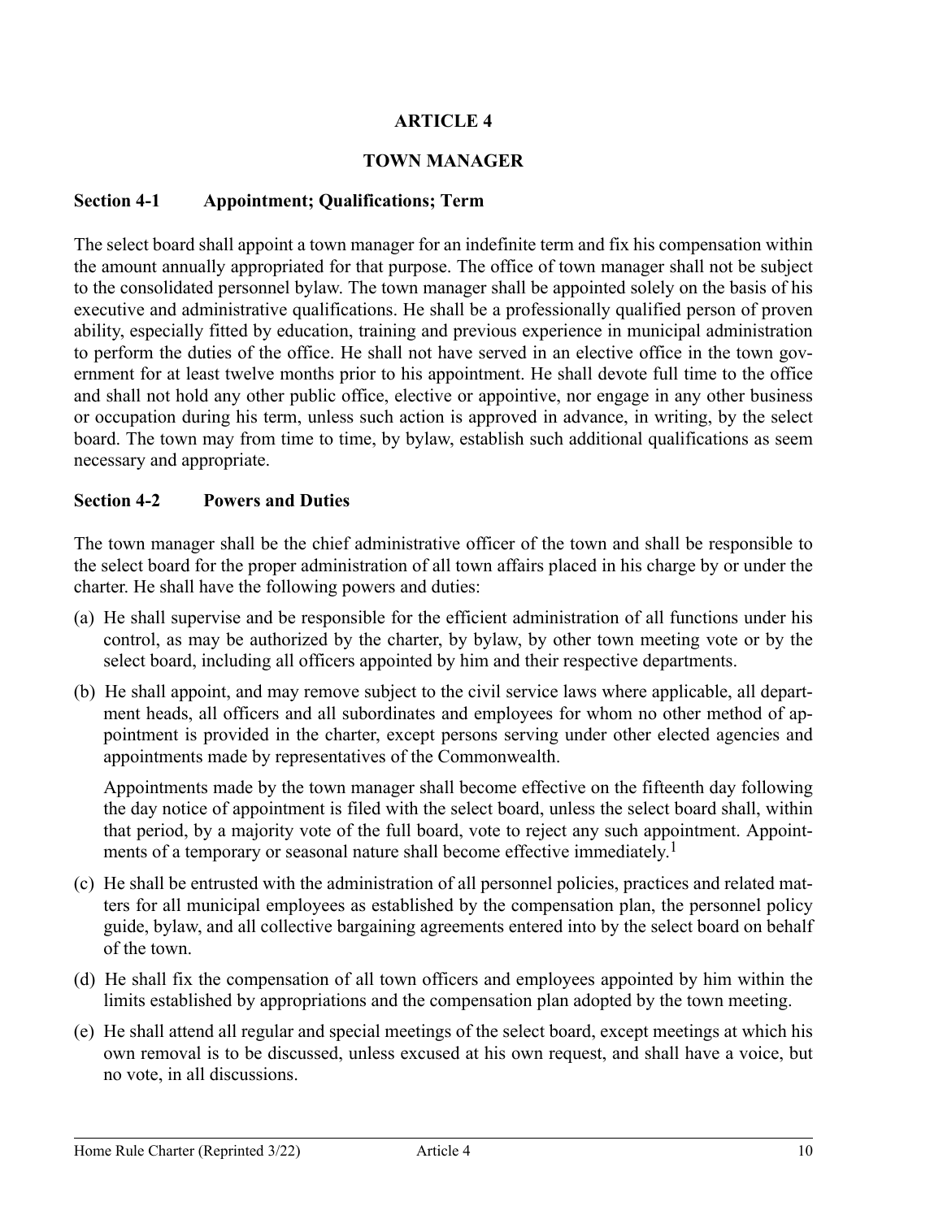# ARTICLE 4

## TOWN MANAGER

### Section 4-1 Appointment; Qualifications; Term

The select board shall appoint a town manager for an indefinite term and fix his compensation within the amount annually appropriated for that purpose. The office of town manager shall not be subject to the consolidated personnel bylaw. The town manager shall be appointed solely on the basis of his executive and administrative qualifications. He shall be a professionally qualified person of proven ability, especially fitted by education, training and previous experience in municipal administration to perform the duties of the office. He shall not have served in an elective office in the town government for at least twelve months prior to his appointment. He shall devote full time to the office and shall not hold any other public office, elective or appointive, nor engage in any other business or occupation during his term, unless such action is approved in advance, in writing, by the select board. The town may from time to time, by bylaw, establish such additional qualifications as seem necessary and appropriate.

### Section 4-2 Powers and Duties

The town manager shall be the chief administrative officer of the town and shall be responsible to the select board for the proper administration of all town affairs placed in his charge by or under the charter. He shall have the following powers and duties:

(a) He shall supervise and be responsible for the efficient administration of all functions under his control, as may be authorized by the charter, by bylaw, by other town meeting vote or by the select board, including all officers appointed by him and their respective departments.

(b) He shall appoint, and may remove subject to the civil service laws where applicable, all department heads, all officers and all subordinates and employees for whom no other method of appointment is provided in the charter, except persons serving under other elected agencies and appointments made by representatives of the Commonwealth.

Appointments made by the town manager shall become effective on the fifteenth day following the day notice of appointment is filed with the select board, unless the select board shall, within that period, by a majority vote of the full board, vote to reject any such appointment. Appointments of a temporary or seasonal nature shall become effective immediately.[1]

(c) He shall be entrusted with the administration of all personnel policies, practices and related matters for all municipal employees as established by the compensation plan, the personnel policy guide, bylaw, and all collective bargaining agreements entered into by the select board on behalf of the town.

(d) He shall fix the compensation of all town officers and employees appointed by him within the limits established by appropriations and the compensation plan adopted by the town meeting.

(e) He shall attend all regular and special meetings of the select board, except meetings at which his own removal is to be discussed, unless excused at his own request, and shall have a voice, but no vote, in all discussions.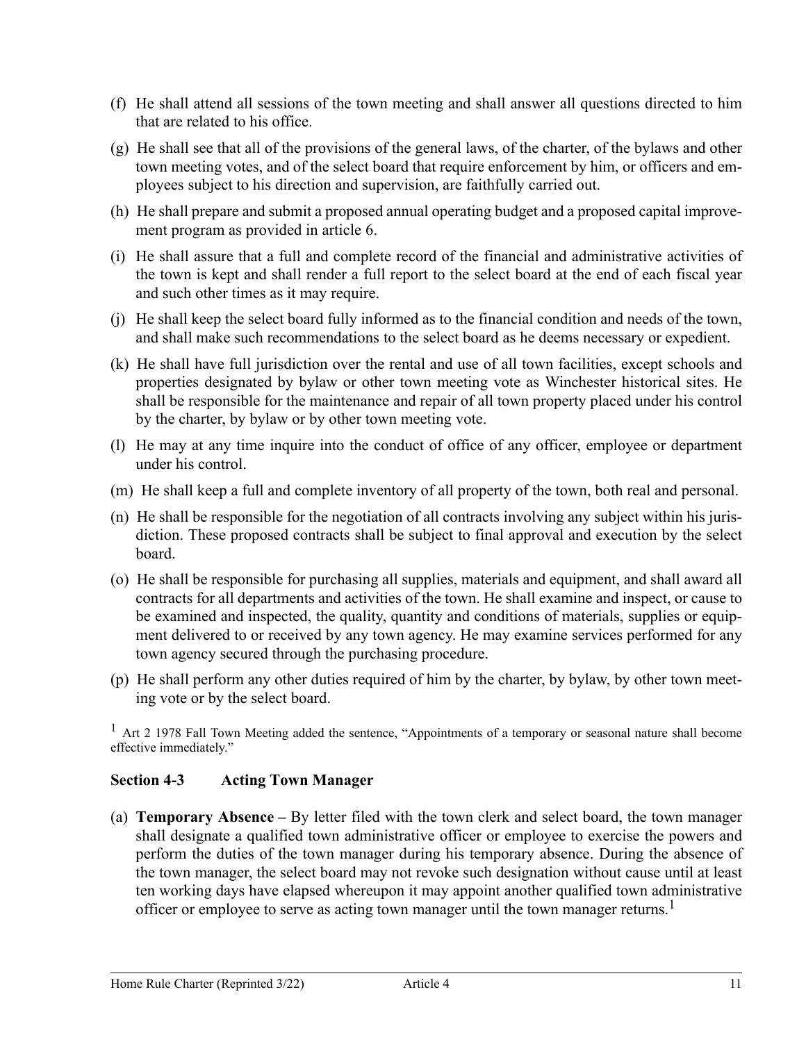(f) He shall attend all sessions of the town meeting and shall answer all questions directed to him that are related to his office.

(g) He shall see that all of the provisions of the general laws, of the charter, of the bylaws and other town meeting votes, and of the select board that require enforcement by him, or officers and employees subject to his direction and supervision, are faithfully carried out.

(h) He shall prepare and submit a proposed annual operating budget and a proposed capital improvement program as provided in article 6.

(i) He shall assure that a full and complete record of the financial and administrative activities of the town is kept and shall render a full report to the select board at the end of each fiscal year and such other times as it may require.

(j) He shall keep the select board fully informed as to the financial condition and needs of the town, and shall make such recommendations to the select board as he deems necessary or expedient.

(k) He shall have full jurisdiction over the rental and use of all town facilities, except schools and properties designated by bylaw or other town meeting vote as Winchester historical sites. He shall be responsible for the maintenance and repair of all town property placed under his control by the charter, by bylaw or by other town meeting vote.

(l) He may at any time inquire into the conduct of office of any officer, employee or department under his control.

(m) He shall keep a full and complete inventory of all property of the town, both real and personal.

(n) He shall be responsible for the negotiation of all contracts involving any subject within his jurisdiction. These proposed contracts shall be subject to final approval and execution by the select board.

(o) He shall be responsible for purchasing all supplies, materials and equipment, and shall award all contracts for all departments and activities of the town. He shall examine and inspect, or cause to be examined and inspected, the quality, quantity and conditions of materials, supplies or equipment delivered to or received by any town agency. He may examine services performed for any town agency secured through the purchasing procedure.

(p) He shall perform any other duties required of him by the charter, by bylaw, by other town meeting vote or by the select board.

[1] Art 2 1978 Fall Town Meeting added the sentence, "Appointments of a temporary or seasonal nature shall become effective immediately."

### Section 4-3 Acting Town Manager

(a) **Temporary Absence –** By letter filed with the town clerk and select board, the town manager shall designate a qualified town administrative officer or employee to exercise the powers and perform the duties of the town manager during his temporary absence. During the absence of the town manager, the select board may not revoke such designation without cause until at least ten working days have elapsed whereupon it may appoint another qualified town administrative officer or employee to serve as acting town manager until the town manager returns.[1]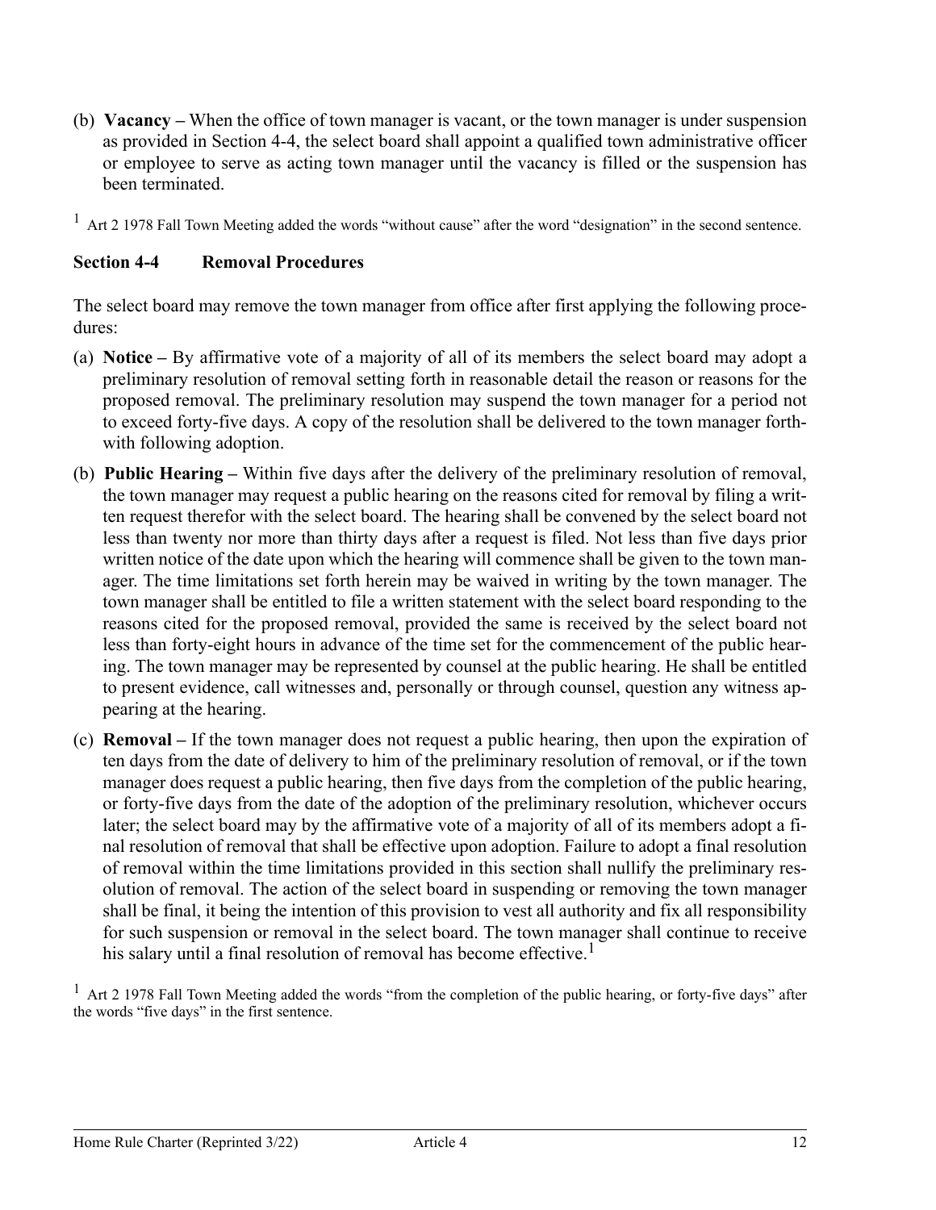(b) **Vacancy –** When the office of town manager is vacant, or the town manager is under suspension as provided in Section 4-4, the select board shall appoint a qualified town administrative officer or employee to serve as acting town manager until the vacancy is filled or the suspension has been terminated.

[1] Art 2 1978 Fall Town Meeting added the words "without cause" after the word "designation" in the second sentence.

### Section 4-4 Removal Procedures

The select board may remove the town manager from office after first applying the following procedures:

(a) **Notice –** By affirmative vote of a majority of all of its members the select board may adopt a preliminary resolution of removal setting forth in reasonable detail the reason or reasons for the proposed removal. The preliminary resolution may suspend the town manager for a period not to exceed forty-five days. A copy of the resolution shall be delivered to the town manager forthwith following adoption.

(b) **Public Hearing –** Within five days after the delivery of the preliminary resolution of removal, the town manager may request a public hearing on the reasons cited for removal by filing a written request therefor with the select board. The hearing shall be convened by the select board not less than twenty nor more than thirty days after a request is filed. Not less than five days prior written notice of the date upon which the hearing will commence shall be given to the town manager. The time limitations set forth herein may be waived in writing by the town manager. The town manager shall be entitled to file a written statement with the select board responding to the reasons cited for the proposed removal, provided the same is received by the select board not less than forty-eight hours in advance of the time set for the commencement of the public hearing. The town manager may be represented by counsel at the public hearing. He shall be entitled to present evidence, call witnesses and, personally or through counsel, question any witness appearing at the hearing.

(c) **Removal –** If the town manager does not request a public hearing, then upon the expiration of ten days from the date of delivery to him of the preliminary resolution of removal, or if the town manager does request a public hearing, then five days from the completion of the public hearing, or forty-five days from the date of the adoption of the preliminary resolution, whichever occurs later; the select board may by the affirmative vote of a majority of all of its members adopt a final resolution of removal that shall be effective upon adoption. Failure to adopt a final resolution of removal within the time limitations provided in this section shall nullify the preliminary resolution of removal. The action of the select board in suspending or removing the town manager shall be final, it being the intention of this provision to vest all authority and fix all responsibility for such suspension or removal in the select board. The town manager shall continue to receive his salary until a final resolution of removal has become effective.[1]

[1] Art 2 1978 Fall Town Meeting added the words "from the completion of the public hearing, or forty-five days" after the words "five days" in the first sentence.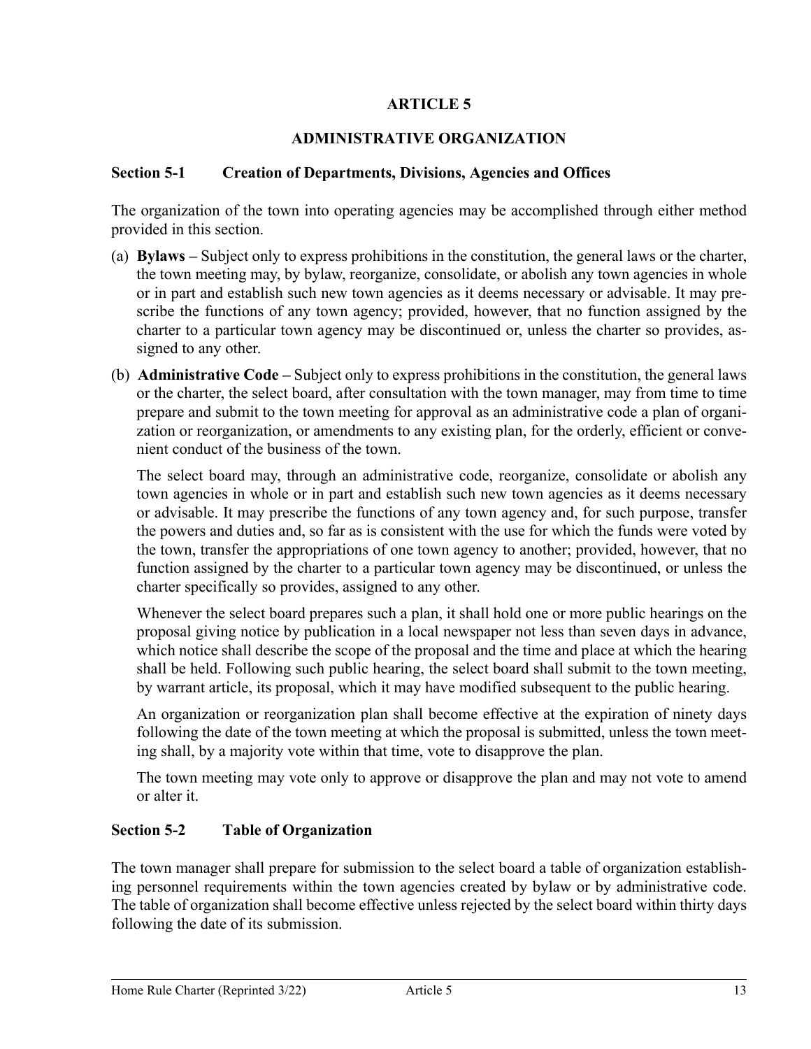# ARTICLE 5

## ADMINISTRATIVE ORGANIZATION

### Section 5-1 Creation of Departments, Divisions, Agencies and Offices

The organization of the town into operating agencies may be accomplished through either method provided in this section.

(a) **Bylaws –** Subject only to express prohibitions in the constitution, the general laws or the charter, the town meeting may, by bylaw, reorganize, consolidate, or abolish any town agencies in whole or in part and establish such new town agencies as it deems necessary or advisable. It may prescribe the functions of any town agency; provided, however, that no function assigned by the charter to a particular town agency may be discontinued or, unless the charter so provides, assigned to any other.

(b) **Administrative Code –** Subject only to express prohibitions in the constitution, the general laws or the charter, the select board, after consultation with the town manager, may from time to time prepare and submit to the town meeting for approval as an administrative code a plan of organization or reorganization, or amendments to any existing plan, for the orderly, efficient or convenient conduct of the business of the town.

   The select board may, through an administrative code, reorganize, consolidate or abolish any town agencies in whole or in part and establish such new town agencies as it deems necessary or advisable. It may prescribe the functions of any town agency and, for such purpose, transfer the powers and duties and, so far as is consistent with the use for which the funds were voted by the town, transfer the appropriations of one town agency to another; provided, however, that no function assigned by the charter to a particular town agency may be discontinued, or unless the charter specifically so provides, assigned to any other.

   Whenever the select board prepares such a plan, it shall hold one or more public hearings on the proposal giving notice by publication in a local newspaper not less than seven days in advance, which notice shall describe the scope of the proposal and the time and place at which the hearing shall be held. Following such public hearing, the select board shall submit to the town meeting, by warrant article, its proposal, which it may have modified subsequent to the public hearing.

   An organization or reorganization plan shall become effective at the expiration of ninety days following the date of the town meeting at which the proposal is submitted, unless the town meeting shall, by a majority vote within that time, vote to disapprove the plan.

   The town meeting may vote only to approve or disapprove the plan and may not vote to amend or alter it.

### Section 5-2 Table of Organization

The town manager shall prepare for submission to the select board a table of organization establishing personnel requirements within the town agencies created by bylaw or by administrative code. The table of organization shall become effective unless rejected by the select board within thirty days following the date of its submission.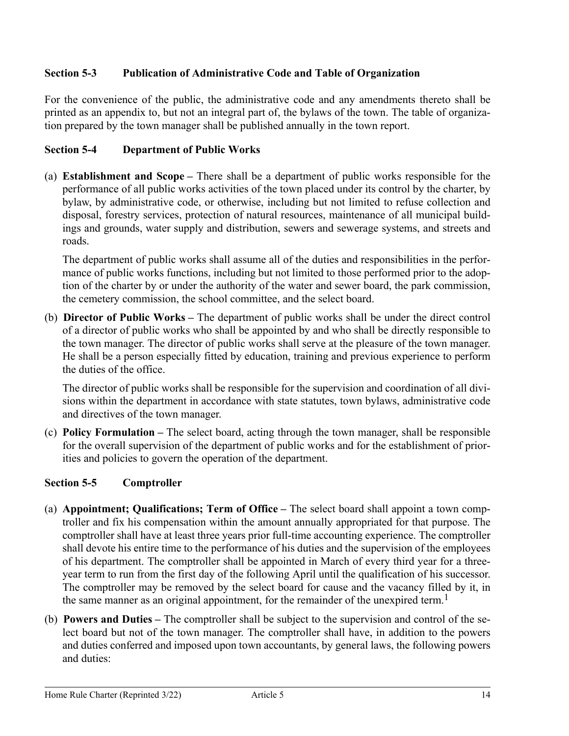### Section 5-3 Publication of Administrative Code and Table of Organization

For the convenience of the public, the administrative code and any amendments thereto shall be printed as an appendix to, but not an integral part of, the bylaws of the town. The table of organization prepared by the town manager shall be published annually in the town report.

### Section 5-4 Department of Public Works

(a) **Establishment and Scope –** There shall be a department of public works responsible for the performance of all public works activities of the town placed under its control by the charter, by bylaw, by administrative code, or otherwise, including but not limited to refuse collection and disposal, forestry services, protection of natural resources, maintenance of all municipal buildings and grounds, water supply and distribution, sewers and sewerage systems, and streets and roads.

The department of public works shall assume all of the duties and responsibilities in the performance of public works functions, including but not limited to those performed prior to the adoption of the charter by or under the authority of the water and sewer board, the park commission, the cemetery commission, the school committee, and the select board.

(b) **Director of Public Works –** The department of public works shall be under the direct control of a director of public works who shall be appointed by and who shall be directly responsible to the town manager. The director of public works shall serve at the pleasure of the town manager. He shall be a person especially fitted by education, training and previous experience to perform the duties of the office.

The director of public works shall be responsible for the supervision and coordination of all divisions within the department in accordance with state statutes, town bylaws, administrative code and directives of the town manager.

(c) **Policy Formulation –** The select board, acting through the town manager, shall be responsible for the overall supervision of the department of public works and for the establishment of priorities and policies to govern the operation of the department.

### Section 5-5 Comptroller

(a) **Appointment; Qualifications; Term of Office –** The select board shall appoint a town comptroller and fix his compensation within the amount annually appropriated for that purpose. The comptroller shall have at least three years prior full-time accounting experience. The comptroller shall devote his entire time to the performance of his duties and the supervision of the employees of his department. The comptroller shall be appointed in March of every third year for a three-year term to run from the first day of the following April until the qualification of his successor. The comptroller may be removed by the select board for cause and the vacancy filled by it, in the same manner as an original appointment, for the remainder of the unexpired term.[1]

(b) **Powers and Duties –** The comptroller shall be subject to the supervision and control of the select board but not of the town manager. The comptroller shall have, in addition to the powers and duties conferred and imposed upon town accountants, by general laws, the following powers and duties: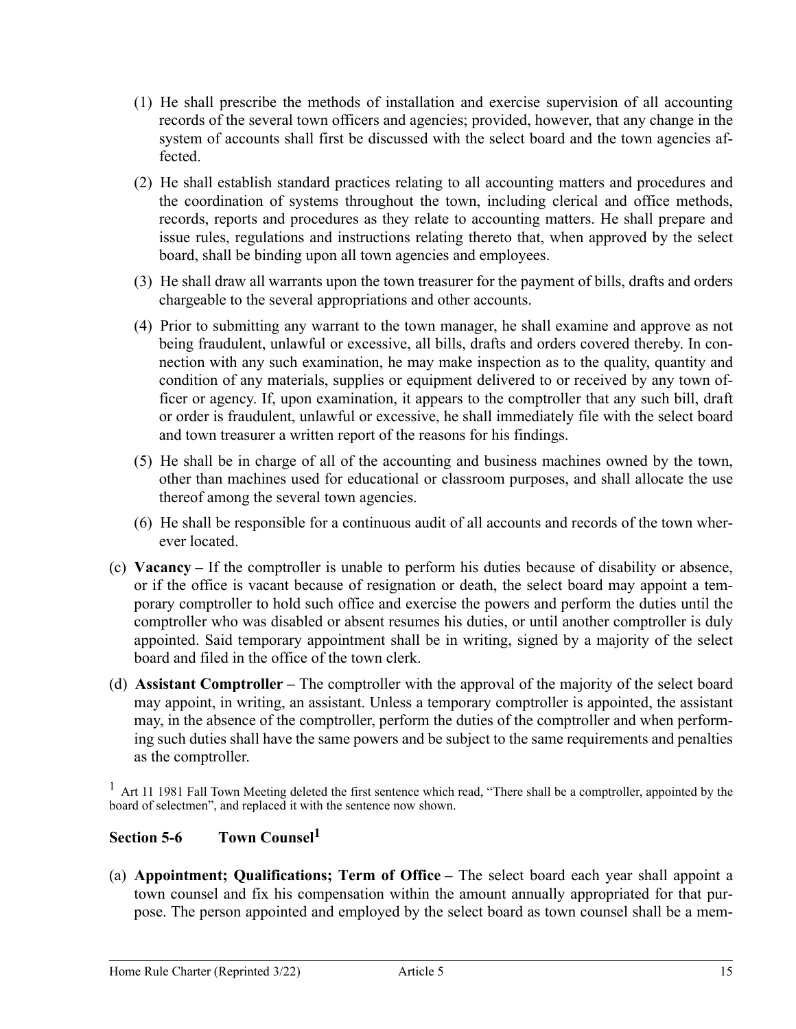(1) He shall prescribe the methods of installation and exercise supervision of all accounting records of the several town officers and agencies; provided, however, that any change in the system of accounts shall first be discussed with the select board and the town agencies affected.

(2) He shall establish standard practices relating to all accounting matters and procedures and the coordination of systems throughout the town, including clerical and office methods, records, reports and procedures as they relate to accounting matters. He shall prepare and issue rules, regulations and instructions relating thereto that, when approved by the select board, shall be binding upon all town agencies and employees.

(3) He shall draw all warrants upon the town treasurer for the payment of bills, drafts and orders chargeable to the several appropriations and other accounts.

(4) Prior to submitting any warrant to the town manager, he shall examine and approve as not being fraudulent, unlawful or excessive, all bills, drafts and orders covered thereby. In connection with any such examination, he may make inspection as to the quality, quantity and condition of any materials, supplies or equipment delivered to or received by any town officer or agency. If, upon examination, it appears to the comptroller that any such bill, draft or order is fraudulent, unlawful or excessive, he shall immediately file with the select board and town treasurer a written report of the reasons for his findings.

(5) He shall be in charge of all of the accounting and business machines owned by the town, other than machines used for educational or classroom purposes, and shall allocate the use thereof among the several town agencies.

(6) He shall be responsible for a continuous audit of all accounts and records of the town wherever located.

(c) **Vacancy –** If the comptroller is unable to perform his duties because of disability or absence, or if the office is vacant because of resignation or death, the select board may appoint a temporary comptroller to hold such office and exercise the powers and perform the duties until the comptroller who was disabled or absent resumes his duties, or until another comptroller is duly appointed. Said temporary appointment shall be in writing, signed by a majority of the select board and filed in the office of the town clerk.

(d) **Assistant Comptroller –** The comptroller with the approval of the majority of the select board may appoint, in writing, an assistant. Unless a temporary comptroller is appointed, the assistant may, in the absence of the comptroller, perform the duties of the comptroller and when performing such duties shall have the same powers and be subject to the same requirements and penalties as the comptroller.

[1] Art 11 1981 Fall Town Meeting deleted the first sentence which read, "There shall be a comptroller, appointed by the board of selectmen", and replaced it with the sentence now shown.

### Section 5-6 Town Counsel[1]

(a) **Appointment; Qualifications; Term of Office –** The select board each year shall appoint a town counsel and fix his compensation within the amount annually appropriated for that purpose. The person appointed and employed by the select board as town counsel shall be a mem-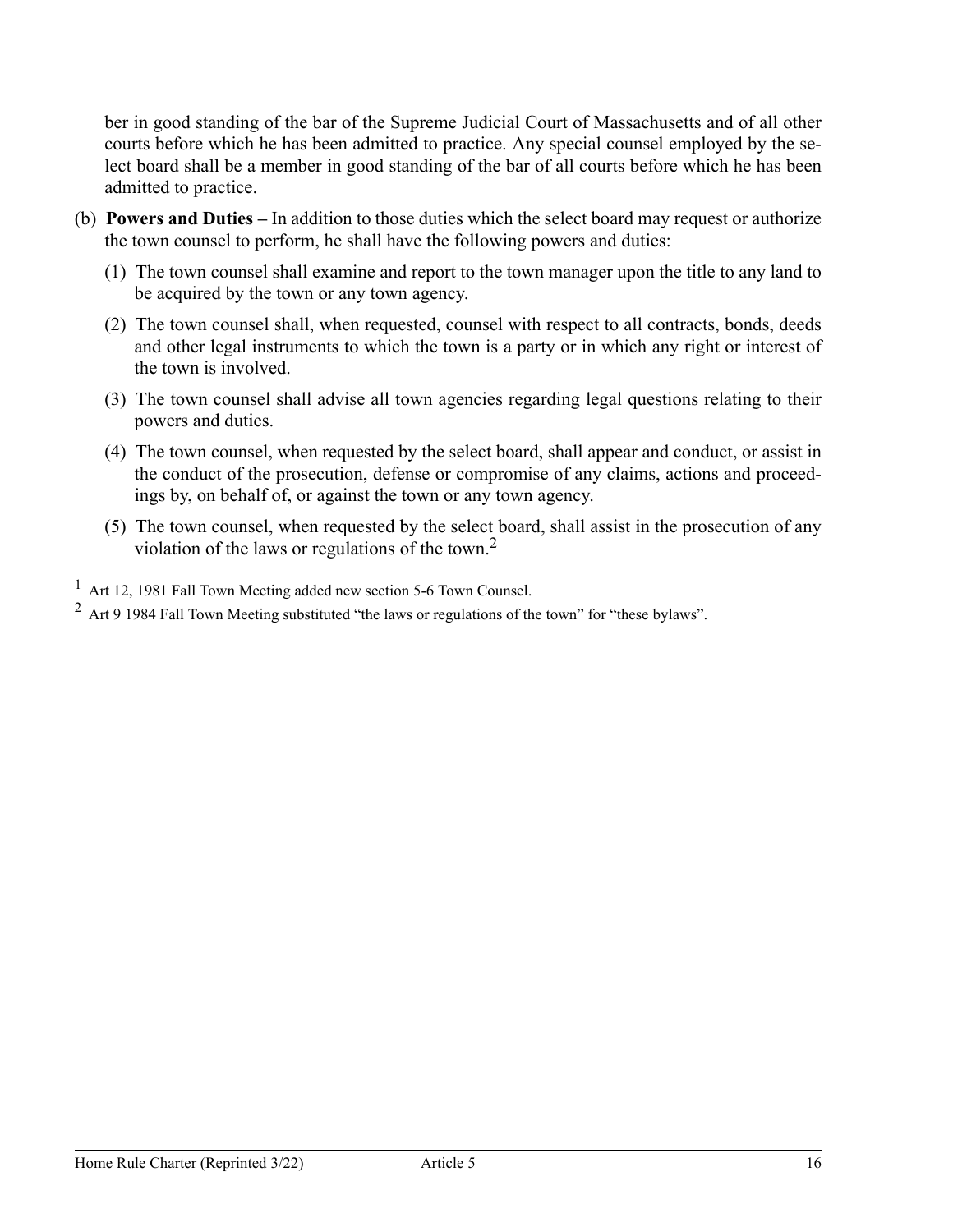ber in good standing of the bar of the Supreme Judicial Court of Massachusetts and of all other courts before which he has been admitted to practice. Any special counsel employed by the select board shall be a member in good standing of the bar of all courts before which he has been admitted to practice.

(b) **Powers and Duties –** In addition to those duties which the select board may request or authorize the town counsel to perform, he shall have the following powers and duties:

(1) The town counsel shall examine and report to the town manager upon the title to any land to be acquired by the town or any town agency.

(2) The town counsel shall, when requested, counsel with respect to all contracts, bonds, deeds and other legal instruments to which the town is a party or in which any right or interest of the town is involved.

(3) The town counsel shall advise all town agencies regarding legal questions relating to their powers and duties.

(4) The town counsel, when requested by the select board, shall appear and conduct, or assist in the conduct of the prosecution, defense or compromise of any claims, actions and proceedings by, on behalf of, or against the town or any town agency.

(5) The town counsel, when requested by the select board, shall assist in the prosecution of any violation of the laws or regulations of the town.[2]

[1] Art 12, 1981 Fall Town Meeting added new section 5-6 Town Counsel.

[2] Art 9 1984 Fall Town Meeting substituted "the laws or regulations of the town" for "these bylaws".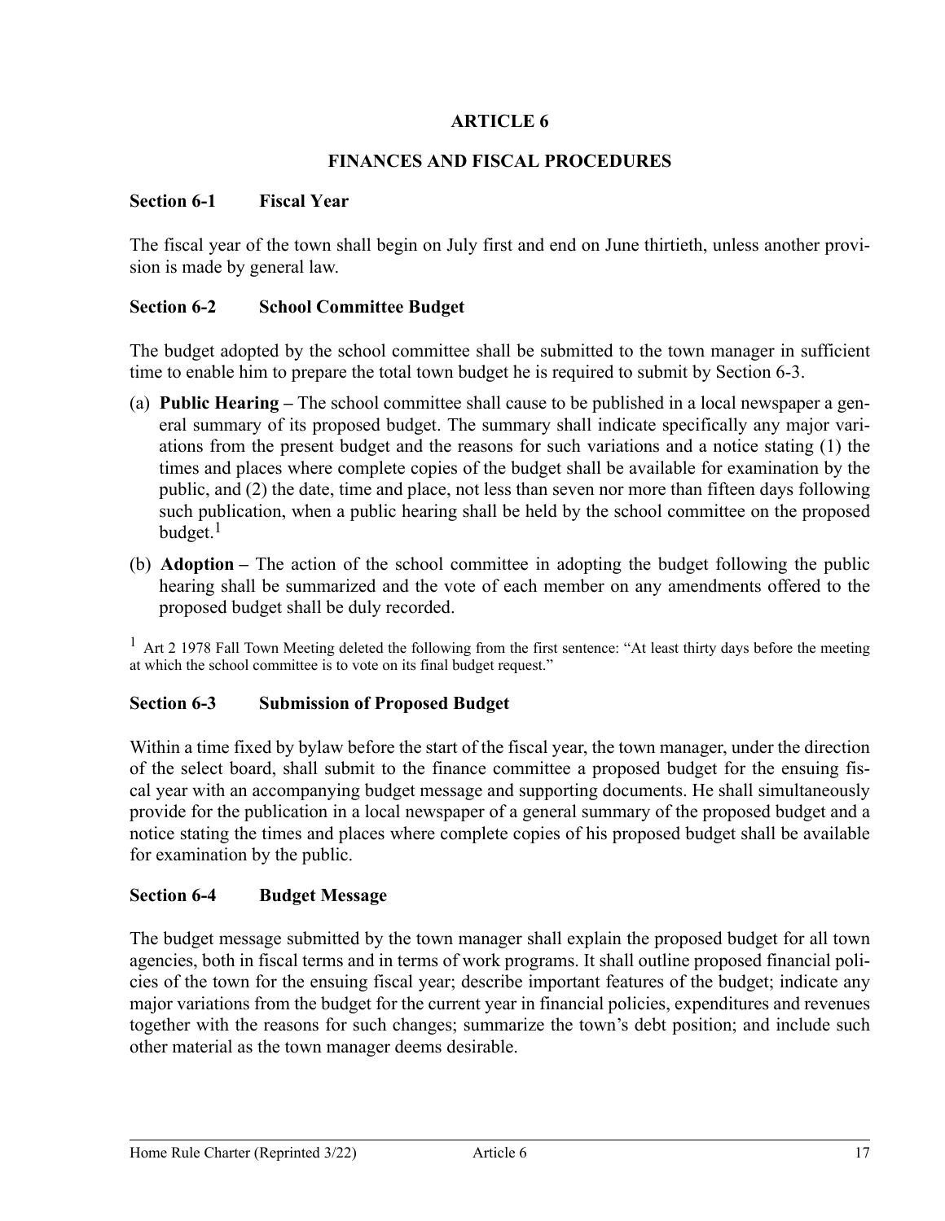# ARTICLE 6

## FINANCES AND FISCAL PROCEDURES

### Section 6-1 Fiscal Year

The fiscal year of the town shall begin on July first and end on June thirtieth, unless another provision is made by general law.

### Section 6-2 School Committee Budget

The budget adopted by the school committee shall be submitted to the town manager in sufficient time to enable him to prepare the total town budget he is required to submit by Section 6-3.

(a) **Public Hearing –** The school committee shall cause to be published in a local newspaper a general summary of its proposed budget. The summary shall indicate specifically any major variations from the present budget and the reasons for such variations and a notice stating (1) the times and places where complete copies of the budget shall be available for examination by the public, and (2) the date, time and place, not less than seven nor more than fifteen days following such publication, when a public hearing shall be held by the school committee on the proposed budget.[1]

(b) **Adoption –** The action of the school committee in adopting the budget following the public hearing shall be summarized and the vote of each member on any amendments offered to the proposed budget shall be duly recorded.

[1] Art 2 1978 Fall Town Meeting deleted the following from the first sentence: "At least thirty days before the meeting at which the school committee is to vote on its final budget request."

### Section 6-3 Submission of Proposed Budget

Within a time fixed by bylaw before the start of the fiscal year, the town manager, under the direction of the select board, shall submit to the finance committee a proposed budget for the ensuing fiscal year with an accompanying budget message and supporting documents. He shall simultaneously provide for the publication in a local newspaper of a general summary of the proposed budget and a notice stating the times and places where complete copies of his proposed budget shall be available for examination by the public.

### Section 6-4 Budget Message

The budget message submitted by the town manager shall explain the proposed budget for all town agencies, both in fiscal terms and in terms of work programs. It shall outline proposed financial policies of the town for the ensuing fiscal year; describe important features of the budget; indicate any major variations from the budget for the current year in financial policies, expenditures and revenues together with the reasons for such changes; summarize the town's debt position; and include such other material as the town manager deems desirable.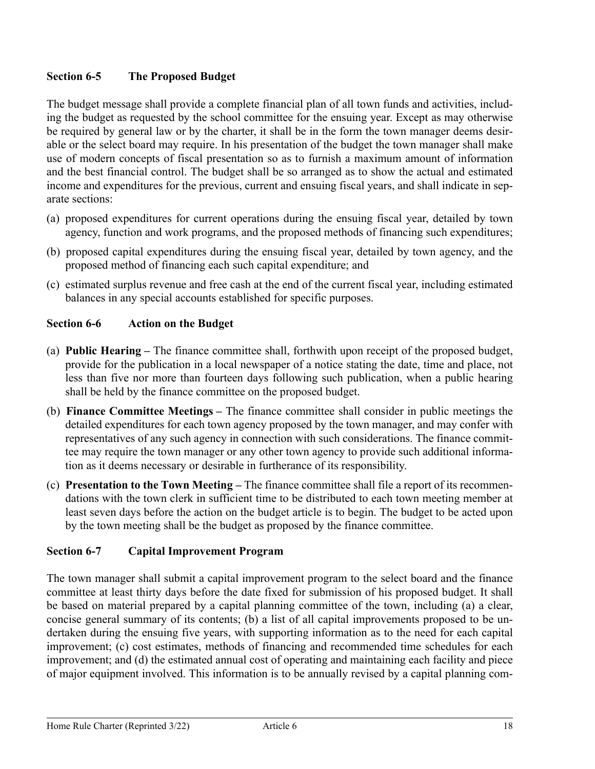## Section 6-5 The Proposed Budget

The budget message shall provide a complete financial plan of all town funds and activities, including the budget as requested by the school committee for the ensuing year. Except as may otherwise be required by general law or by the charter, it shall be in the form the town manager deems desirable or the select board may require. In his presentation of the budget the town manager shall make use of modern concepts of fiscal presentation so as to furnish a maximum amount of information and the best financial control. The budget shall be so arranged as to show the actual and estimated income and expenditures for the previous, current and ensuing fiscal years, and shall indicate in separate sections:

(a) proposed expenditures for current operations during the ensuing fiscal year, detailed by town agency, function and work programs, and the proposed methods of financing such expenditures;

(b) proposed capital expenditures during the ensuing fiscal year, detailed by town agency, and the proposed method of financing each such capital expenditure; and

(c) estimated surplus revenue and free cash at the end of the current fiscal year, including estimated balances in any special accounts established for specific purposes.

## Section 6-6 Action on the Budget

(a) **Public Hearing –** The finance committee shall, forthwith upon receipt of the proposed budget, provide for the publication in a local newspaper of a notice stating the date, time and place, not less than five nor more than fourteen days following such publication, when a public hearing shall be held by the finance committee on the proposed budget.

(b) **Finance Committee Meetings –** The finance committee shall consider in public meetings the detailed expenditures for each town agency proposed by the town manager, and may confer with representatives of any such agency in connection with such considerations. The finance committee may require the town manager or any other town agency to provide such additional information as it deems necessary or desirable in furtherance of its responsibility.

(c) **Presentation to the Town Meeting –** The finance committee shall file a report of its recommendations with the town clerk in sufficient time to be distributed to each town meeting member at least seven days before the action on the budget article is to begin. The budget to be acted upon by the town meeting shall be the budget as proposed by the finance committee.

## Section 6-7 Capital Improvement Program

The town manager shall submit a capital improvement program to the select board and the finance committee at least thirty days before the date fixed for submission of his proposed budget. It shall be based on material prepared by a capital planning committee of the town, including (a) a clear, concise general summary of its contents; (b) a list of all capital improvements proposed to be undertaken during the ensuing five years, with supporting information as to the need for each capital improvement; (c) cost estimates, methods of financing and recommended time schedules for each improvement; and (d) the estimated annual cost of operating and maintaining each facility and piece of major equipment involved. This information is to be annually revised by a capital planning com-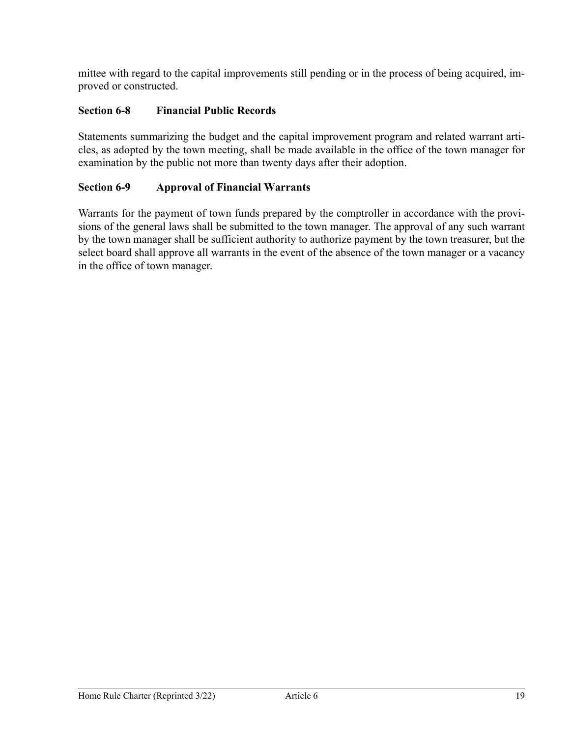mittee with regard to the capital improvements still pending or in the process of being acquired, improved or constructed.

### Section 6-8 Financial Public Records

Statements summarizing the budget and the capital improvement program and related warrant articles, as adopted by the town meeting, shall be made available in the office of the town manager for examination by the public not more than twenty days after their adoption.

### Section 6-9 Approval of Financial Warrants

Warrants for the payment of town funds prepared by the comptroller in accordance with the provisions of the general laws shall be submitted to the town manager. The approval of any such warrant by the town manager shall be sufficient authority to authorize payment by the town treasurer, but the select board shall approve all warrants in the event of the absence of the town manager or a vacancy in the office of town manager.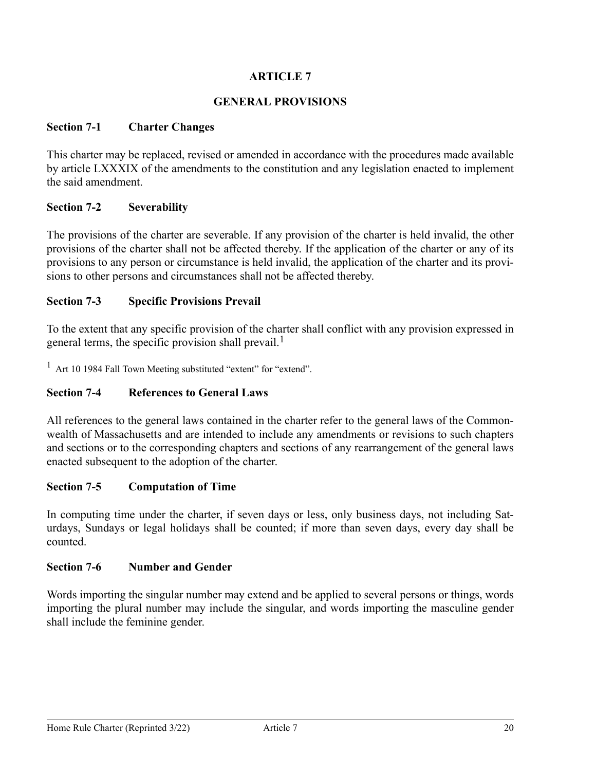# ARTICLE 7

## GENERAL PROVISIONS

### Section 7-1 Charter Changes

This charter may be replaced, revised or amended in accordance with the procedures made available by article LXXXIX of the amendments to the constitution and any legislation enacted to implement the said amendment.

### Section 7-2 Severability

The provisions of the charter are severable. If any provision of the charter is held invalid, the other provisions of the charter shall not be affected thereby. If the application of the charter or any of its provisions to any person or circumstance is held invalid, the application of the charter and its provisions to other persons and circumstances shall not be affected thereby.

### Section 7-3 Specific Provisions Prevail

To the extent that any specific provision of the charter shall conflict with any provision expressed in general terms, the specific provision shall prevail.[1]

[1] Art 10 1984 Fall Town Meeting substituted "extent" for "extend".

### Section 7-4 References to General Laws

All references to the general laws contained in the charter refer to the general laws of the Commonwealth of Massachusetts and are intended to include any amendments or revisions to such chapters and sections or to the corresponding chapters and sections of any rearrangement of the general laws enacted subsequent to the adoption of the charter.

### Section 7-5 Computation of Time

In computing time under the charter, if seven days or less, only business days, not including Saturdays, Sundays or legal holidays shall be counted; if more than seven days, every day shall be counted.

### Section 7-6 Number and Gender

Words importing the singular number may extend and be applied to several persons or things, words importing the plural number may include the singular, and words importing the masculine gender shall include the feminine gender.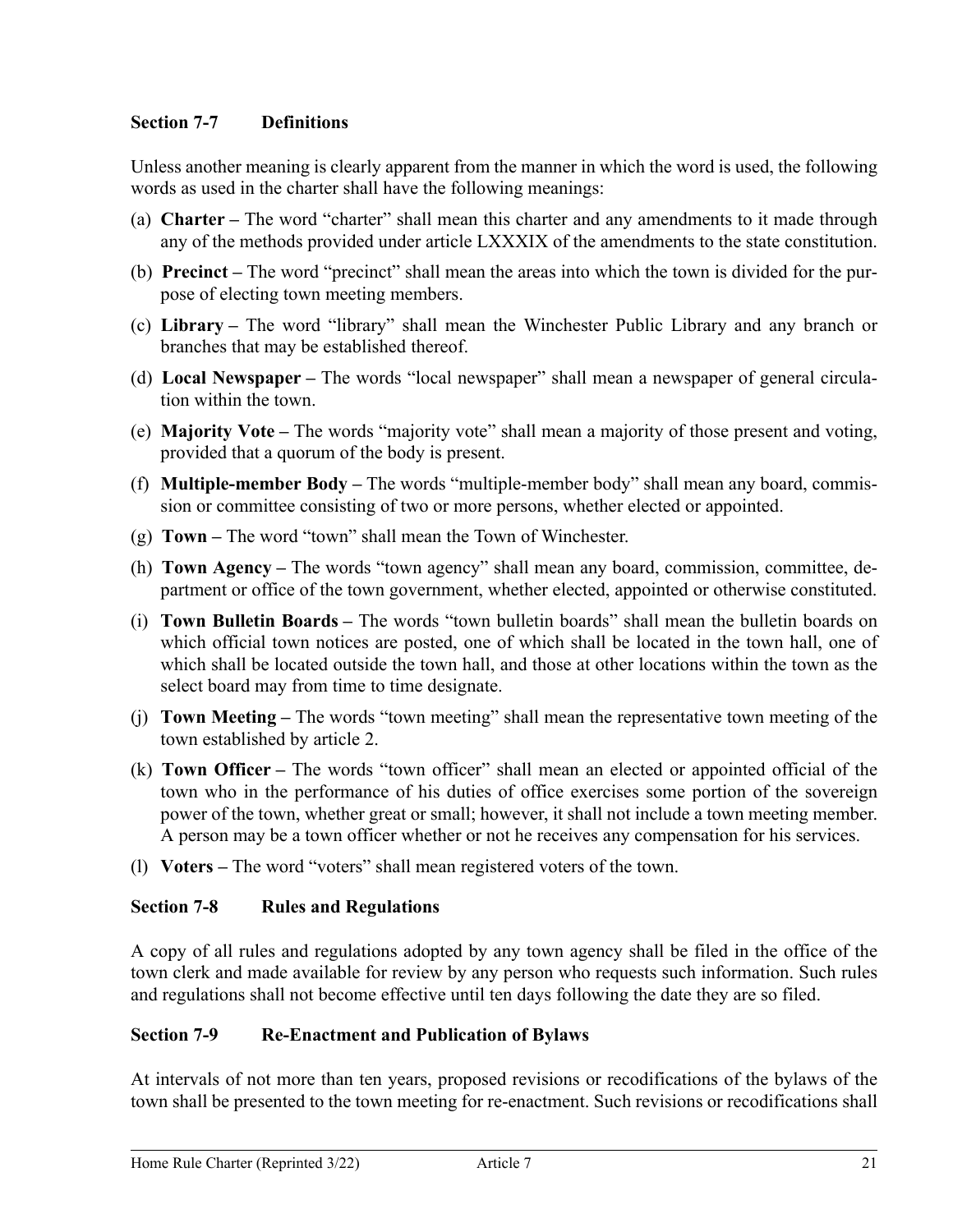## Section 7-7 Definitions

Unless another meaning is clearly apparent from the manner in which the word is used, the following words as used in the charter shall have the following meanings:

(a) **Charter –** The word "charter" shall mean this charter and any amendments to it made through any of the methods provided under article LXXXIX of the amendments to the state constitution.

(b) **Precinct –** The word "precinct" shall mean the areas into which the town is divided for the purpose of electing town meeting members.

(c) **Library –** The word "library" shall mean the Winchester Public Library and any branch or branches that may be established thereof.

(d) **Local Newspaper –** The words "local newspaper" shall mean a newspaper of general circulation within the town.

(e) **Majority Vote –** The words "majority vote" shall mean a majority of those present and voting, provided that a quorum of the body is present.

(f) **Multiple-member Body –** The words "multiple-member body" shall mean any board, commission or committee consisting of two or more persons, whether elected or appointed.

(g) **Town –** The word "town" shall mean the Town of Winchester.

(h) **Town Agency –** The words "town agency" shall mean any board, commission, committee, department or office of the town government, whether elected, appointed or otherwise constituted.

(i) **Town Bulletin Boards –** The words "town bulletin boards" shall mean the bulletin boards on which official town notices are posted, one of which shall be located in the town hall, one of which shall be located outside the town hall, and those at other locations within the town as the select board may from time to time designate.

(j) **Town Meeting –** The words "town meeting" shall mean the representative town meeting of the town established by article 2.

(k) **Town Officer –** The words "town officer" shall mean an elected or appointed official of the town who in the performance of his duties of office exercises some portion of the sovereign power of the town, whether great or small; however, it shall not include a town meeting member. A person may be a town officer whether or not he receives any compensation for his services.

(l) **Voters –** The word "voters" shall mean registered voters of the town.

## Section 7-8 Rules and Regulations

A copy of all rules and regulations adopted by any town agency shall be filed in the office of the town clerk and made available for review by any person who requests such information. Such rules and regulations shall not become effective until ten days following the date they are so filed.

## Section 7-9 Re-Enactment and Publication of Bylaws

At intervals of not more than ten years, proposed revisions or recodifications of the bylaws of the town shall be presented to the town meeting for re-enactment. Such revisions or recodifications shall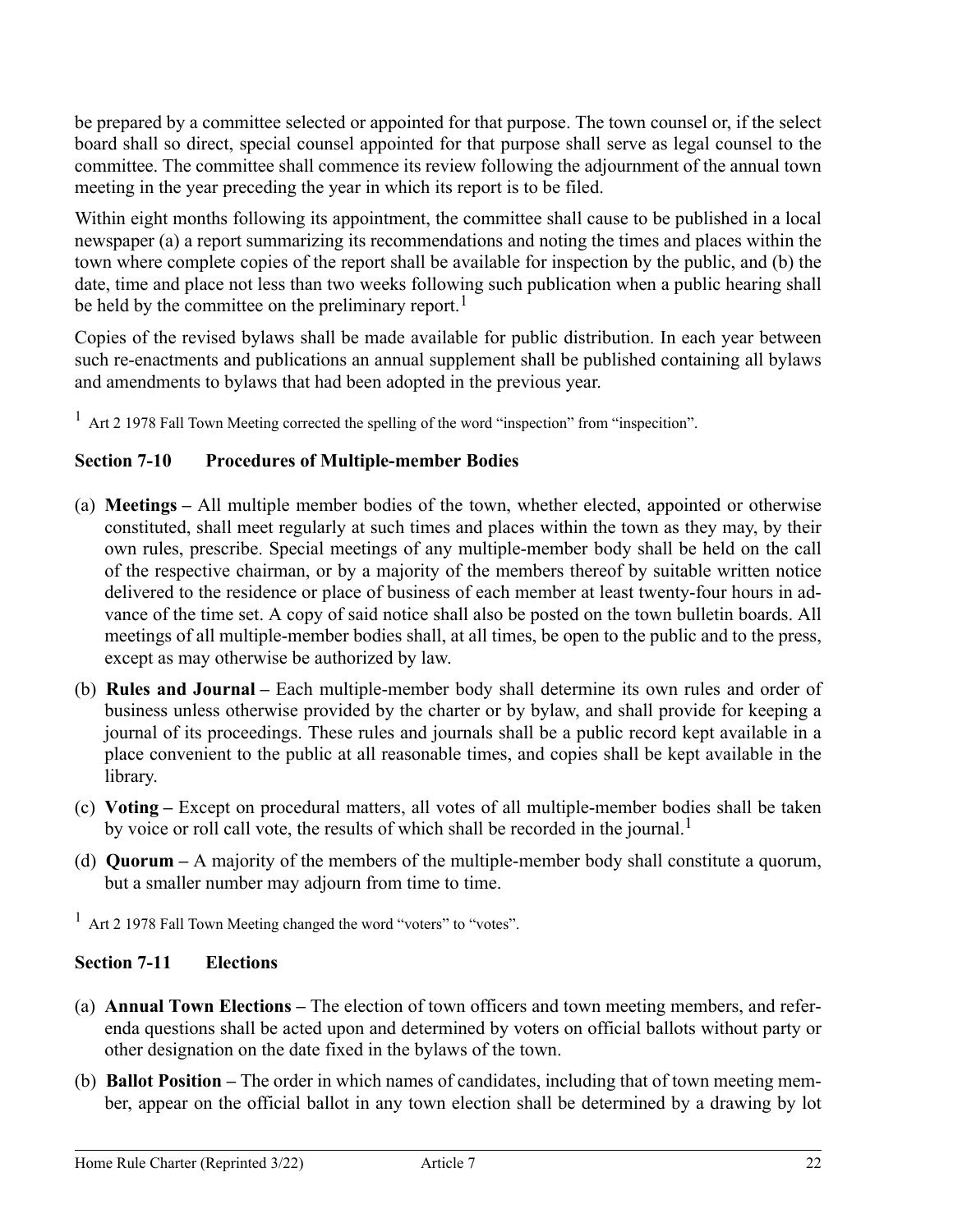be prepared by a committee selected or appointed for that purpose. The town counsel or, if the select board shall so direct, special counsel appointed for that purpose shall serve as legal counsel to the committee. The committee shall commence its review following the adjournment of the annual town meeting in the year preceding the year in which its report is to be filed.

Within eight months following its appointment, the committee shall cause to be published in a local newspaper (a) a report summarizing its recommendations and noting the times and places within the town where complete copies of the report shall be available for inspection by the public, and (b) the date, time and place not less than two weeks following such publication when a public hearing shall be held by the committee on the preliminary report.[1]

Copies of the revised bylaws shall be made available for public distribution. In each year between such re-enactments and publications an annual supplement shall be published containing all bylaws and amendments to bylaws that had been adopted in the previous year.

[1] Art 2 1978 Fall Town Meeting corrected the spelling of the word "inspection" from "inspecition".

### Section 7-10 Procedures of Multiple-member Bodies

(a) **Meetings –** All multiple member bodies of the town, whether elected, appointed or otherwise constituted, shall meet regularly at such times and places within the town as they may, by their own rules, prescribe. Special meetings of any multiple-member body shall be held on the call of the respective chairman, or by a majority of the members thereof by suitable written notice delivered to the residence or place of business of each member at least twenty-four hours in advance of the time set. A copy of said notice shall also be posted on the town bulletin boards. All meetings of all multiple-member bodies shall, at all times, be open to the public and to the press, except as may otherwise be authorized by law.

(b) **Rules and Journal –** Each multiple-member body shall determine its own rules and order of business unless otherwise provided by the charter or by bylaw, and shall provide for keeping a journal of its proceedings. These rules and journals shall be a public record kept available in a place convenient to the public at all reasonable times, and copies shall be kept available in the library.

(c) **Voting –** Except on procedural matters, all votes of all multiple-member bodies shall be taken by voice or roll call vote, the results of which shall be recorded in the journal.[1]

(d) **Quorum –** A majority of the members of the multiple-member body shall constitute a quorum, but a smaller number may adjourn from time to time.

[1] Art 2 1978 Fall Town Meeting changed the word "voters" to "votes".

### Section 7-11 Elections

(a) **Annual Town Elections –** The election of town officers and town meeting members, and referenda questions shall be acted upon and determined by voters on official ballots without party or other designation on the date fixed in the bylaws of the town.

(b) **Ballot Position –** The order in which names of candidates, including that of town meeting member, appear on the official ballot in any town election shall be determined by a drawing by lot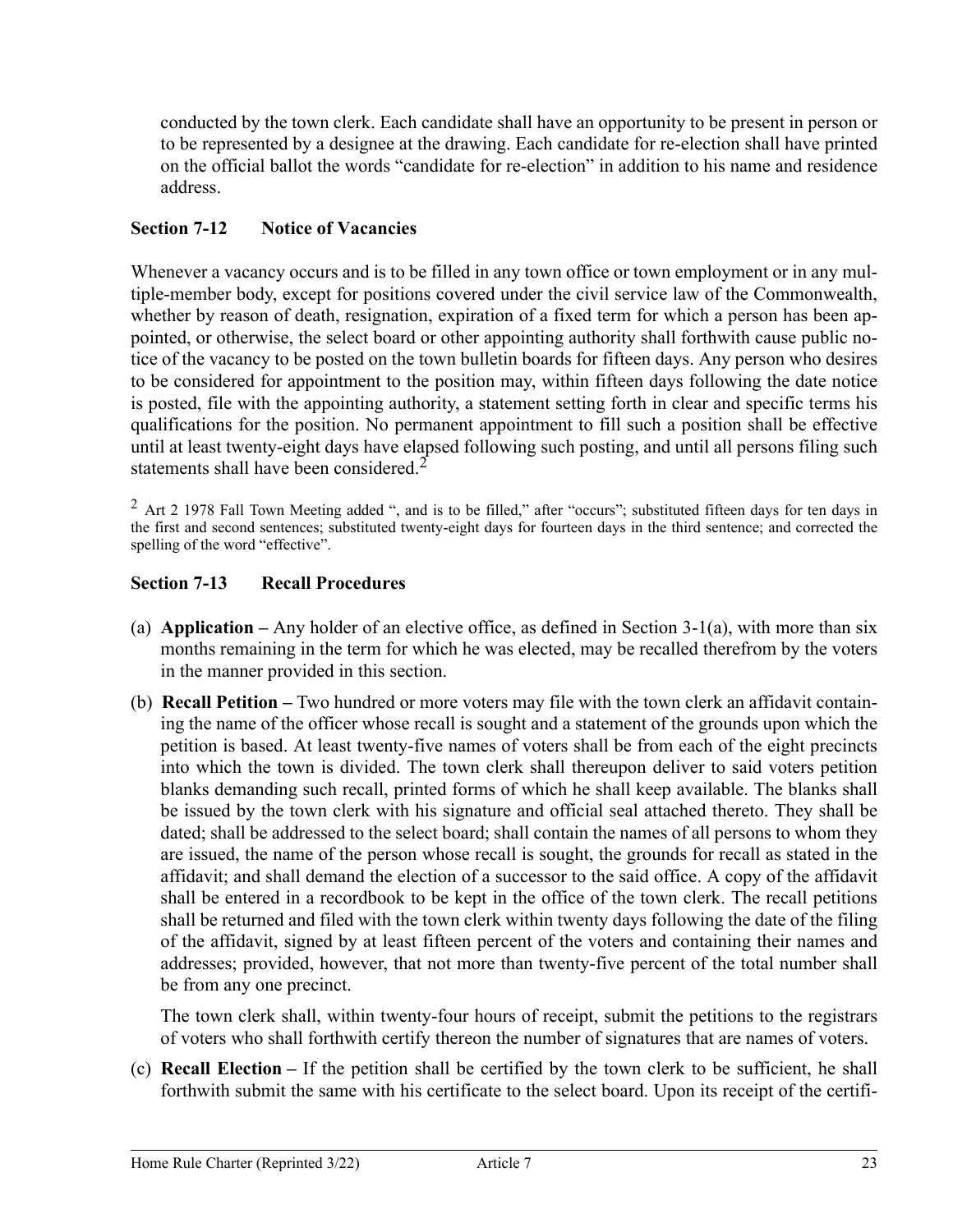conducted by the town clerk. Each candidate shall have an opportunity to be present in person or to be represented by a designee at the drawing. Each candidate for re-election shall have printed on the official ballot the words "candidate for re-election" in addition to his name and residence address.

### Section 7-12 Notice of Vacancies

Whenever a vacancy occurs and is to be filled in any town office or town employment or in any multiple-member body, except for positions covered under the civil service law of the Commonwealth, whether by reason of death, resignation, expiration of a fixed term for which a person has been appointed, or otherwise, the select board or other appointing authority shall forthwith cause public notice of the vacancy to be posted on the town bulletin boards for fifteen days. Any person who desires to be considered for appointment to the position may, within fifteen days following the date notice is posted, file with the appointing authority, a statement setting forth in clear and specific terms his qualifications for the position. No permanent appointment to fill such a position shall be effective until at least twenty-eight days have elapsed following such posting, and until all persons filing such statements shall have been considered.[2]

[2] Art 2 1978 Fall Town Meeting added ", and is to be filled," after "occurs"; substituted fifteen days for ten days in the first and second sentences; substituted twenty-eight days for fourteen days in the third sentence; and corrected the spelling of the word "effective".

### Section 7-13 Recall Procedures

(a) **Application –** Any holder of an elective office, as defined in Section 3-1(a), with more than six months remaining in the term for which he was elected, may be recalled therefrom by the voters in the manner provided in this section.

(b) **Recall Petition –** Two hundred or more voters may file with the town clerk an affidavit containing the name of the officer whose recall is sought and a statement of the grounds upon which the petition is based. At least twenty-five names of voters shall be from each of the eight precincts into which the town is divided. The town clerk shall thereupon deliver to said voters petition blanks demanding such recall, printed forms of which he shall keep available. The blanks shall be issued by the town clerk with his signature and official seal attached thereto. They shall be dated; shall be addressed to the select board; shall contain the names of all persons to whom they are issued, the name of the person whose recall is sought, the grounds for recall as stated in the affidavit; and shall demand the election of a successor to the said office. A copy of the affidavit shall be entered in a recordbook to be kept in the office of the town clerk. The recall petitions shall be returned and filed with the town clerk within twenty days following the date of the filing of the affidavit, signed by at least fifteen percent of the voters and containing their names and addresses; provided, however, that not more than twenty-five percent of the total number shall be from any one precinct.

The town clerk shall, within twenty-four hours of receipt, submit the petitions to the registrars of voters who shall forthwith certify thereon the number of signatures that are names of voters.

(c) **Recall Election –** If the petition shall be certified by the town clerk to be sufficient, he shall forthwith submit the same with his certificate to the select board. Upon its receipt of the certifi-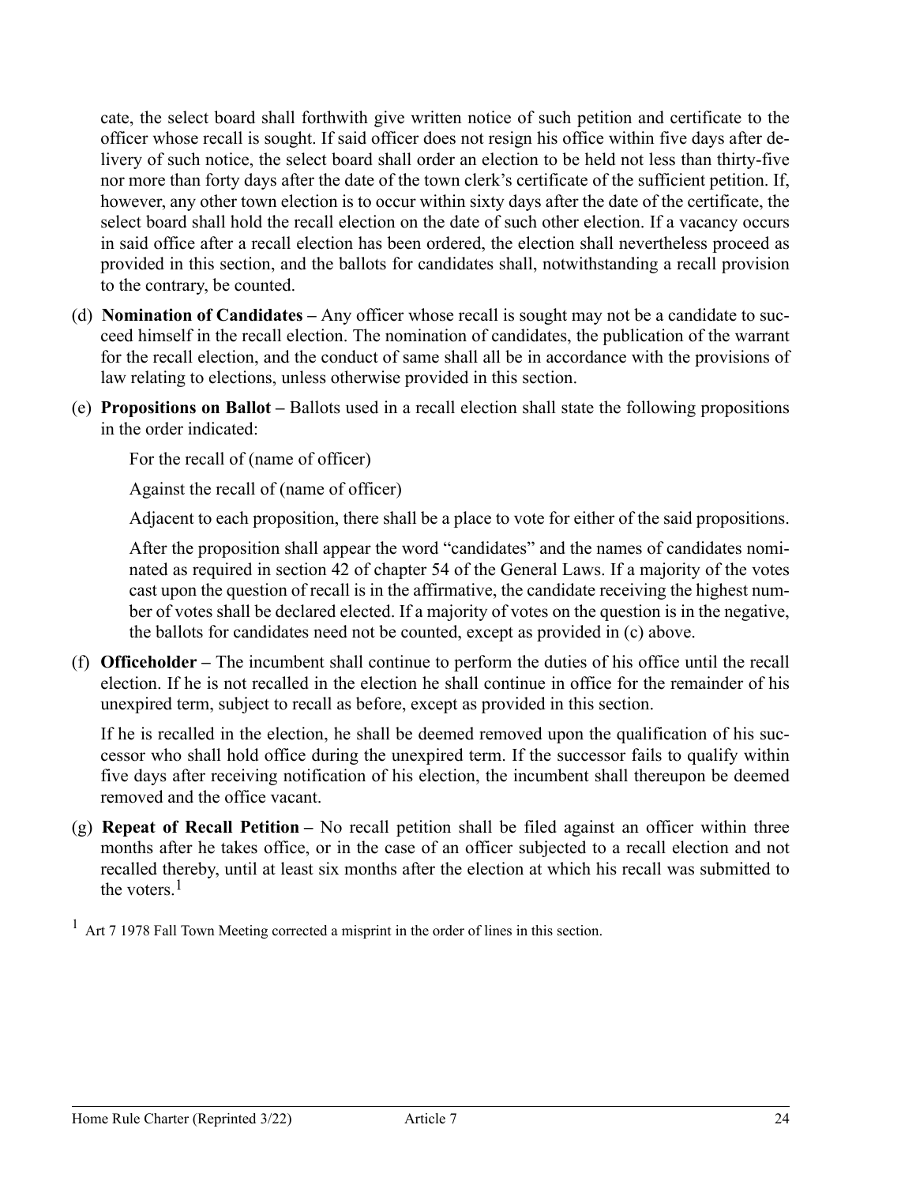cate, the select board shall forthwith give written notice of such petition and certificate to the officer whose recall is sought. If said officer does not resign his office within five days after delivery of such notice, the select board shall order an election to be held not less than thirty-five nor more than forty days after the date of the town clerk's certificate of the sufficient petition. If, however, any other town election is to occur within sixty days after the date of the certificate, the select board shall hold the recall election on the date of such other election. If a vacancy occurs in said office after a recall election has been ordered, the election shall nevertheless proceed as provided in this section, and the ballots for candidates shall, notwithstanding a recall provision to the contrary, be counted.

(d) **Nomination of Candidates –** Any officer whose recall is sought may not be a candidate to succeed himself in the recall election. The nomination of candidates, the publication of the warrant for the recall election, and the conduct of same shall all be in accordance with the provisions of law relating to elections, unless otherwise provided in this section.

(e) **Propositions on Ballot –** Ballots used in a recall election shall state the following propositions in the order indicated:

For the recall of (name of officer)

Against the recall of (name of officer)

Adjacent to each proposition, there shall be a place to vote for either of the said propositions.

After the proposition shall appear the word "candidates" and the names of candidates nominated as required in section 42 of chapter 54 of the General Laws. If a majority of the votes cast upon the question of recall is in the affirmative, the candidate receiving the highest number of votes shall be declared elected. If a majority of votes on the question is in the negative, the ballots for candidates need not be counted, except as provided in (c) above.

(f) **Officeholder –** The incumbent shall continue to perform the duties of his office until the recall election. If he is not recalled in the election he shall continue in office for the remainder of his unexpired term, subject to recall as before, except as provided in this section.

If he is recalled in the election, he shall be deemed removed upon the qualification of his successor who shall hold office during the unexpired term. If the successor fails to qualify within five days after receiving notification of his election, the incumbent shall thereupon be deemed removed and the office vacant.

(g) **Repeat of Recall Petition –** No recall petition shall be filed against an officer within three months after he takes office, or in the case of an officer subjected to a recall election and not recalled thereby, until at least six months after the election at which his recall was submitted to the voters.[1]

[1] Art 7 1978 Fall Town Meeting corrected a misprint in the order of lines in this section.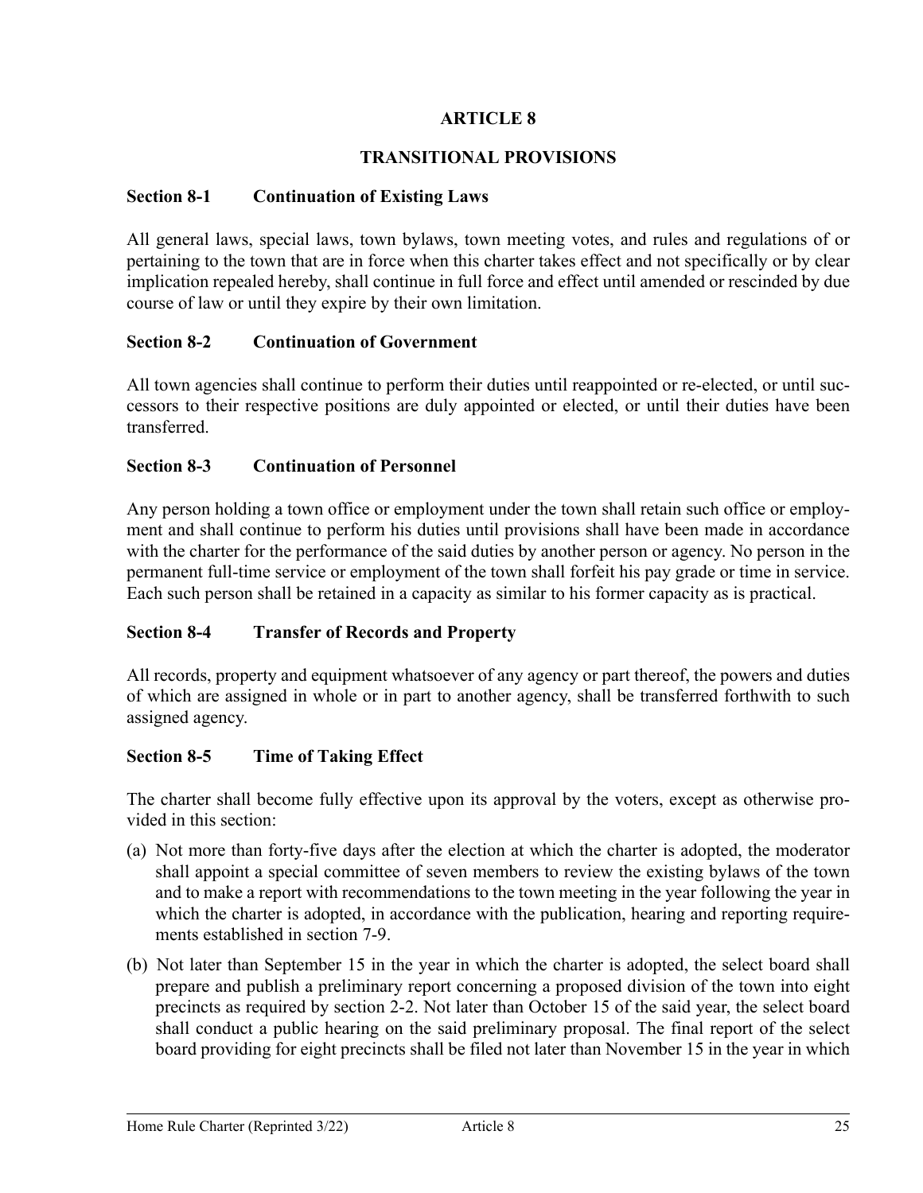# ARTICLE 8

## TRANSITIONAL PROVISIONS

### Section 8-1 Continuation of Existing Laws

All general laws, special laws, town bylaws, town meeting votes, and rules and regulations of or pertaining to the town that are in force when this charter takes effect and not specifically or by clear implication repealed hereby, shall continue in full force and effect until amended or rescinded by due course of law or until they expire by their own limitation.

### Section 8-2 Continuation of Government

All town agencies shall continue to perform their duties until reappointed or re-elected, or until successors to their respective positions are duly appointed or elected, or until their duties have been transferred.

### Section 8-3 Continuation of Personnel

Any person holding a town office or employment under the town shall retain such office or employment and shall continue to perform his duties until provisions shall have been made in accordance with the charter for the performance of the said duties by another person or agency. No person in the permanent full-time service or employment of the town shall forfeit his pay grade or time in service. Each such person shall be retained in a capacity as similar to his former capacity as is practical.

### Section 8-4 Transfer of Records and Property

All records, property and equipment whatsoever of any agency or part thereof, the powers and duties of which are assigned in whole or in part to another agency, shall be transferred forthwith to such assigned agency.

### Section 8-5 Time of Taking Effect

The charter shall become fully effective upon its approval by the voters, except as otherwise provided in this section:

(a) Not more than forty-five days after the election at which the charter is adopted, the moderator shall appoint a special committee of seven members to review the existing bylaws of the town and to make a report with recommendations to the town meeting in the year following the year in which the charter is adopted, in accordance with the publication, hearing and reporting requirements established in section 7-9.

(b) Not later than September 15 in the year in which the charter is adopted, the select board shall prepare and publish a preliminary report concerning a proposed division of the town into eight precincts as required by section 2-2. Not later than October 15 of the said year, the select board shall conduct a public hearing on the said preliminary proposal. The final report of the select board providing for eight precincts shall be filed not later than November 15 in the year in which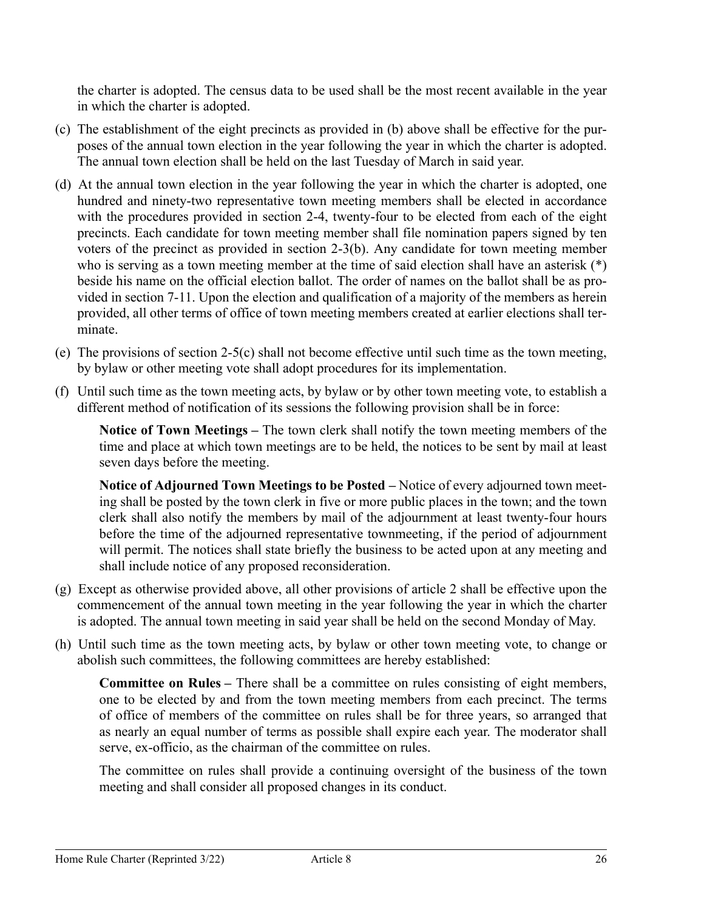the charter is adopted. The census data to be used shall be the most recent available in the year in which the charter is adopted.

(c) The establishment of the eight precincts as provided in (b) above shall be effective for the purposes of the annual town election in the year following the year in which the charter is adopted. The annual town election shall be held on the last Tuesday of March in said year.

(d) At the annual town election in the year following the year in which the charter is adopted, one hundred and ninety-two representative town meeting members shall be elected in accordance with the procedures provided in section 2-4, twenty-four to be elected from each of the eight precincts. Each candidate for town meeting member shall file nomination papers signed by ten voters of the precinct as provided in section 2-3(b). Any candidate for town meeting member who is serving as a town meeting member at the time of said election shall have an asterisk (*) beside his name on the official election ballot. The order of names on the ballot shall be as provided in section 7-11. Upon the election and qualification of a majority of the members as herein provided, all other terms of office of town meeting members created at earlier elections shall terminate.

(e) The provisions of section 2-5(c) shall not become effective until such time as the town meeting, by bylaw or other meeting vote shall adopt procedures for its implementation.

(f) Until such time as the town meeting acts, by bylaw or by other town meeting vote, to establish a different method of notification of its sessions the following provision shall be in force:

 **Notice of Town Meetings –** The town clerk shall notify the town meeting members of the time and place at which town meetings are to be held, the notices to be sent by mail at least seven days before the meeting.

 **Notice of Adjourned Town Meetings to be Posted –** Notice of every adjourned town meeting shall be posted by the town clerk in five or more public places in the town; and the town clerk shall also notify the members by mail of the adjournment at least twenty-four hours before the time of the adjourned representative townmeeting, if the period of adjournment will permit. The notices shall state briefly the business to be acted upon at any meeting and shall include notice of any proposed reconsideration.

(g) Except as otherwise provided above, all other provisions of article 2 shall be effective upon the commencement of the annual town meeting in the year following the year in which the charter is adopted. The annual town meeting in said year shall be held on the second Monday of May.

(h) Until such time as the town meeting acts, by bylaw or other town meeting vote, to change or abolish such committees, the following committees are hereby established:

 **Committee on Rules –** There shall be a committee on rules consisting of eight members, one to be elected by and from the town meeting members from each precinct. The terms of office of members of the committee on rules shall be for three years, so arranged that as nearly an equal number of terms as possible shall expire each year. The moderator shall serve, ex-officio, as the chairman of the committee on rules.

 The committee on rules shall provide a continuing oversight of the business of the town meeting and shall consider all proposed changes in its conduct.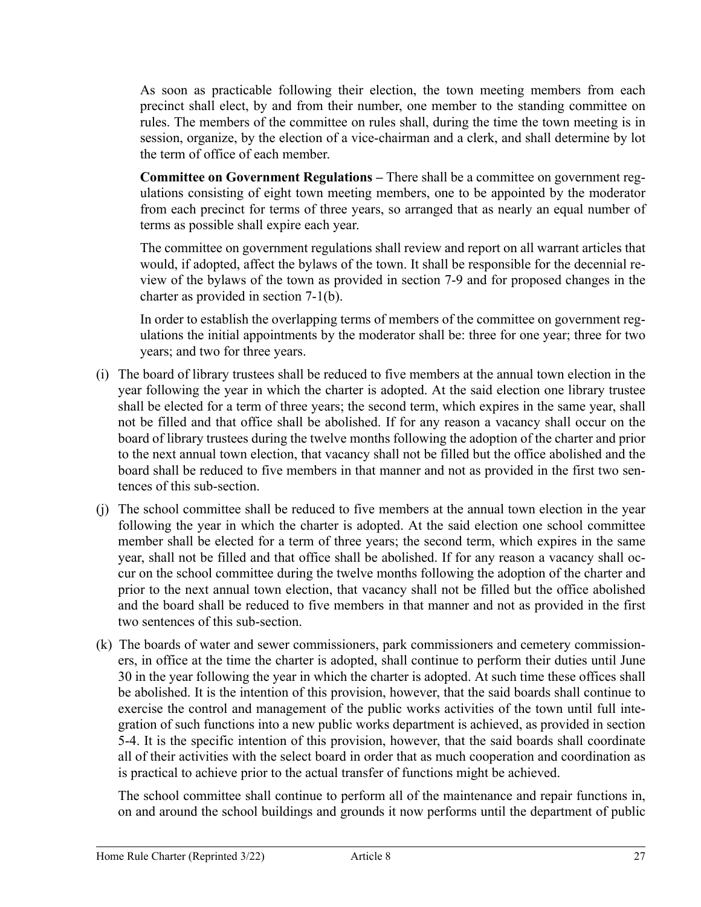As soon as practicable following their election, the town meeting members from each precinct shall elect, by and from their number, one member to the standing committee on rules. The members of the committee on rules shall, during the time the town meeting is in session, organize, by the election of a vice-chairman and a clerk, and shall determine by lot the term of office of each member.

**Committee on Government Regulations –** There shall be a committee on government regulations consisting of eight town meeting members, one to be appointed by the moderator from each precinct for terms of three years, so arranged that as nearly an equal number of terms as possible shall expire each year.

The committee on government regulations shall review and report on all warrant articles that would, if adopted, affect the bylaws of the town. It shall be responsible for the decennial review of the bylaws of the town as provided in section 7-9 and for proposed changes in the charter as provided in section 7-1(b).

In order to establish the overlapping terms of members of the committee on government regulations the initial appointments by the moderator shall be: three for one year; three for two years; and two for three years.

(i) The board of library trustees shall be reduced to five members at the annual town election in the year following the year in which the charter is adopted. At the said election one library trustee shall be elected for a term of three years; the second term, which expires in the same year, shall not be filled and that office shall be abolished. If for any reason a vacancy shall occur on the board of library trustees during the twelve months following the adoption of the charter and prior to the next annual town election, that vacancy shall not be filled but the office abolished and the board shall be reduced to five members in that manner and not as provided in the first two sentences of this sub-section.

(j) The school committee shall be reduced to five members at the annual town election in the year following the year in which the charter is adopted. At the said election one school committee member shall be elected for a term of three years; the second term, which expires in the same year, shall not be filled and that office shall be abolished. If for any reason a vacancy shall occur on the school committee during the twelve months following the adoption of the charter and prior to the next annual town election, that vacancy shall not be filled but the office abolished and the board shall be reduced to five members in that manner and not as provided in the first two sentences of this sub-section.

(k) The boards of water and sewer commissioners, park commissioners and cemetery commissioners, in office at the time the charter is adopted, shall continue to perform their duties until June 30 in the year following the year in which the charter is adopted. At such time these offices shall be abolished. It is the intention of this provision, however, that the said boards shall continue to exercise the control and management of the public works activities of the town until full integration of such functions into a new public works department is achieved, as provided in section 5-4. It is the specific intention of this provision, however, that the said boards shall coordinate all of their activities with the select board in order that as much cooperation and coordination as is practical to achieve prior to the actual transfer of functions might be achieved.

The school committee shall continue to perform all of the maintenance and repair functions in, on and around the school buildings and grounds it now performs until the department of public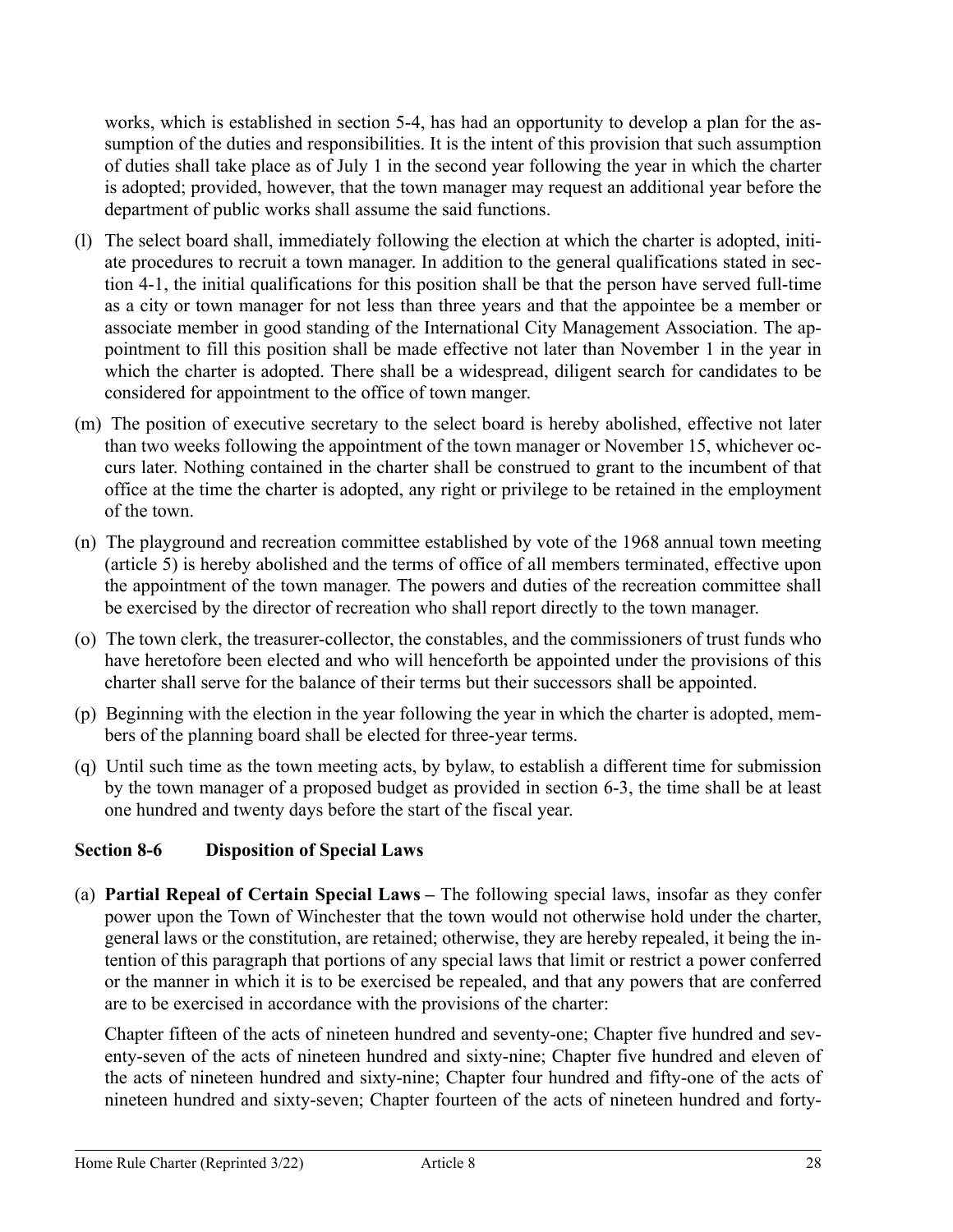works, which is established in section 5-4, has had an opportunity to develop a plan for the assumption of the duties and responsibilities. It is the intent of this provision that such assumption of duties shall take place as of July 1 in the second year following the year in which the charter is adopted; provided, however, that the town manager may request an additional year before the department of public works shall assume the said functions.

(l) The select board shall, immediately following the election at which the charter is adopted, initiate procedures to recruit a town manager. In addition to the general qualifications stated in section 4-1, the initial qualifications for this position shall be that the person have served full-time as a city or town manager for not less than three years and that the appointee be a member or associate member in good standing of the International City Management Association. The appointment to fill this position shall be made effective not later than November 1 in the year in which the charter is adopted. There shall be a widespread, diligent search for candidates to be considered for appointment to the office of town manger.

(m) The position of executive secretary to the select board is hereby abolished, effective not later than two weeks following the appointment of the town manager or November 15, whichever occurs later. Nothing contained in the charter shall be construed to grant to the incumbent of that office at the time the charter is adopted, any right or privilege to be retained in the employment of the town.

(n) The playground and recreation committee established by vote of the 1968 annual town meeting (article 5) is hereby abolished and the terms of office of all members terminated, effective upon the appointment of the town manager. The powers and duties of the recreation committee shall be exercised by the director of recreation who shall report directly to the town manager.

(o) The town clerk, the treasurer-collector, the constables, and the commissioners of trust funds who have heretofore been elected and who will henceforth be appointed under the provisions of this charter shall serve for the balance of their terms but their successors shall be appointed.

(p) Beginning with the election in the year following the year in which the charter is adopted, members of the planning board shall be elected for three-year terms.

(q) Until such time as the town meeting acts, by bylaw, to establish a different time for submission by the town manager of a proposed budget as provided in section 6-3, the time shall be at least one hundred and twenty days before the start of the fiscal year.

### Section 8-6 Disposition of Special Laws

(a) **Partial Repeal of Certain Special Laws –** The following special laws, insofar as they confer power upon the Town of Winchester that the town would not otherwise hold under the charter, general laws or the constitution, are retained; otherwise, they are hereby repealed, it being the intention of this paragraph that portions of any special laws that limit or restrict a power conferred or the manner in which it is to be exercised be repealed, and that any powers that are conferred are to be exercised in accordance with the provisions of the charter:

Chapter fifteen of the acts of nineteen hundred and seventy-one; Chapter five hundred and seventy-seven of the acts of nineteen hundred and sixty-nine; Chapter five hundred and eleven of the acts of nineteen hundred and sixty-nine; Chapter four hundred and fifty-one of the acts of nineteen hundred and sixty-seven; Chapter fourteen of the acts of nineteen hundred and forty-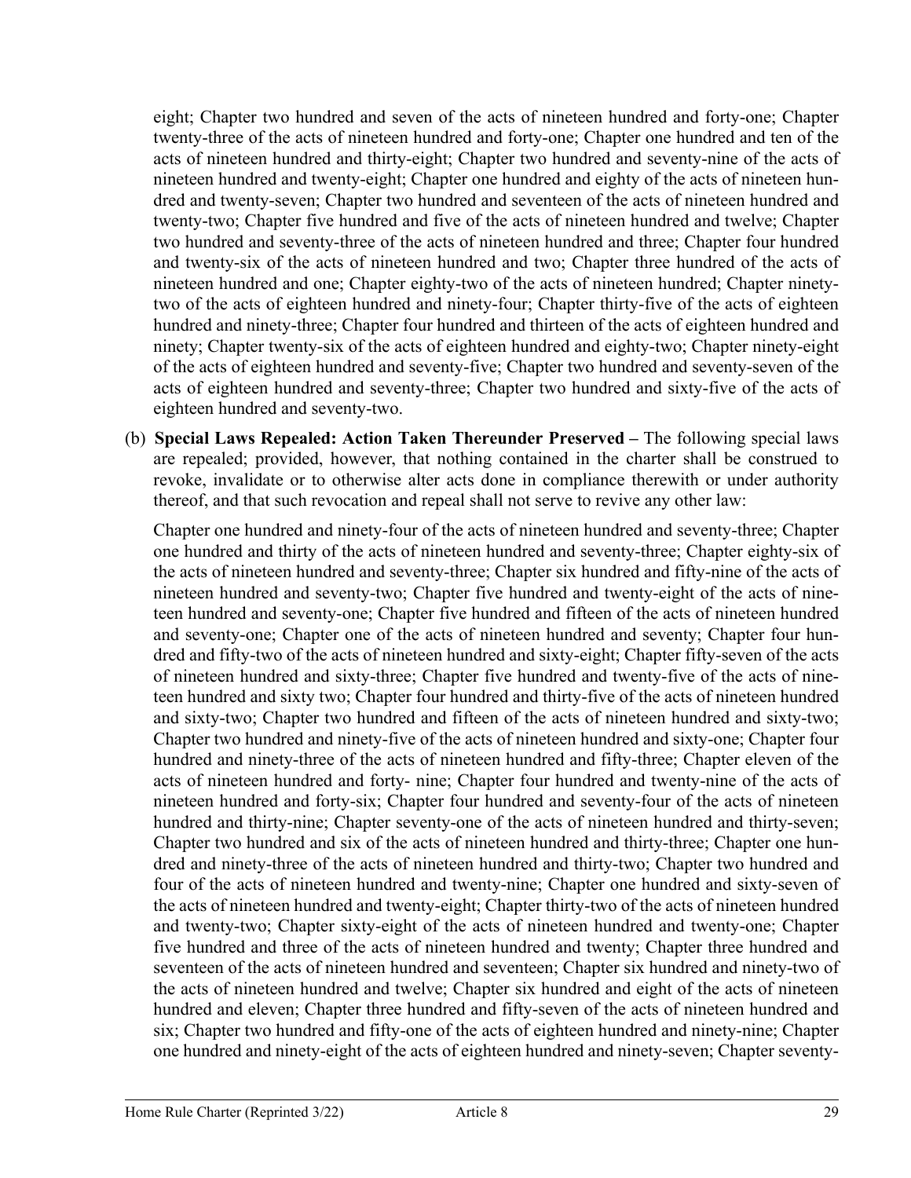eight; Chapter two hundred and seven of the acts of nineteen hundred and forty-one; Chapter twenty-three of the acts of nineteen hundred and forty-one; Chapter one hundred and ten of the acts of nineteen hundred and thirty-eight; Chapter two hundred and seventy-nine of the acts of nineteen hundred and twenty-eight; Chapter one hundred and eighty of the acts of nineteen hundred and twenty-seven; Chapter two hundred and seventeen of the acts of nineteen hundred and twenty-two; Chapter five hundred and five of the acts of nineteen hundred and twelve; Chapter two hundred and seventy-three of the acts of nineteen hundred and three; Chapter four hundred and twenty-six of the acts of nineteen hundred and two; Chapter three hundred of the acts of nineteen hundred and one; Chapter eighty-two of the acts of nineteen hundred; Chapter ninety-two of the acts of eighteen hundred and ninety-four; Chapter thirty-five of the acts of eighteen hundred and ninety-three; Chapter four hundred and thirteen of the acts of eighteen hundred and ninety; Chapter twenty-six of the acts of eighteen hundred and eighty-two; Chapter ninety-eight of the acts of eighteen hundred and seventy-five; Chapter two hundred and seventy-seven of the acts of eighteen hundred and seventy-three; Chapter two hundred and sixty-five of the acts of eighteen hundred and seventy-two.

(b) **Special Laws Repealed: Action Taken Thereunder Preserved –** The following special laws are repealed; provided, however, that nothing contained in the charter shall be construed to revoke, invalidate or to otherwise alter acts done in compliance therewith or under authority thereof, and that such revocation and repeal shall not serve to revive any other law:

Chapter one hundred and ninety-four of the acts of nineteen hundred and seventy-three; Chapter one hundred and thirty of the acts of nineteen hundred and seventy-three; Chapter eighty-six of the acts of nineteen hundred and seventy-three; Chapter six hundred and fifty-nine of the acts of nineteen hundred and seventy-two; Chapter five hundred and twenty-eight of the acts of nineteen hundred and seventy-one; Chapter five hundred and fifteen of the acts of nineteen hundred and seventy-one; Chapter one of the acts of nineteen hundred and seventy; Chapter four hundred and fifty-two of the acts of nineteen hundred and sixty-eight; Chapter fifty-seven of the acts of nineteen hundred and sixty-three; Chapter five hundred and twenty-five of the acts of nineteen hundred and sixty two; Chapter four hundred and thirty-five of the acts of nineteen hundred and sixty-two; Chapter two hundred and fifteen of the acts of nineteen hundred and sixty-two; Chapter two hundred and ninety-five of the acts of nineteen hundred and sixty-one; Chapter four hundred and ninety-three of the acts of nineteen hundred and fifty-three; Chapter eleven of the acts of nineteen hundred and forty- nine; Chapter four hundred and twenty-nine of the acts of nineteen hundred and forty-six; Chapter four hundred and seventy-four of the acts of nineteen hundred and thirty-nine; Chapter seventy-one of the acts of nineteen hundred and thirty-seven; Chapter two hundred and six of the acts of nineteen hundred and thirty-three; Chapter one hundred and ninety-three of the acts of nineteen hundred and thirty-two; Chapter two hundred and four of the acts of nineteen hundred and twenty-nine; Chapter one hundred and sixty-seven of the acts of nineteen hundred and twenty-eight; Chapter thirty-two of the acts of nineteen hundred and twenty-two; Chapter sixty-eight of the acts of nineteen hundred and twenty-one; Chapter five hundred and three of the acts of nineteen hundred and twenty; Chapter three hundred and seventeen of the acts of nineteen hundred and seventeen; Chapter six hundred and ninety-two of the acts of nineteen hundred and twelve; Chapter six hundred and eight of the acts of nineteen hundred and eleven; Chapter three hundred and fifty-seven of the acts of nineteen hundred and six; Chapter two hundred and fifty-one of the acts of eighteen hundred and ninety-nine; Chapter one hundred and ninety-eight of the acts of eighteen hundred and ninety-seven; Chapter seventy-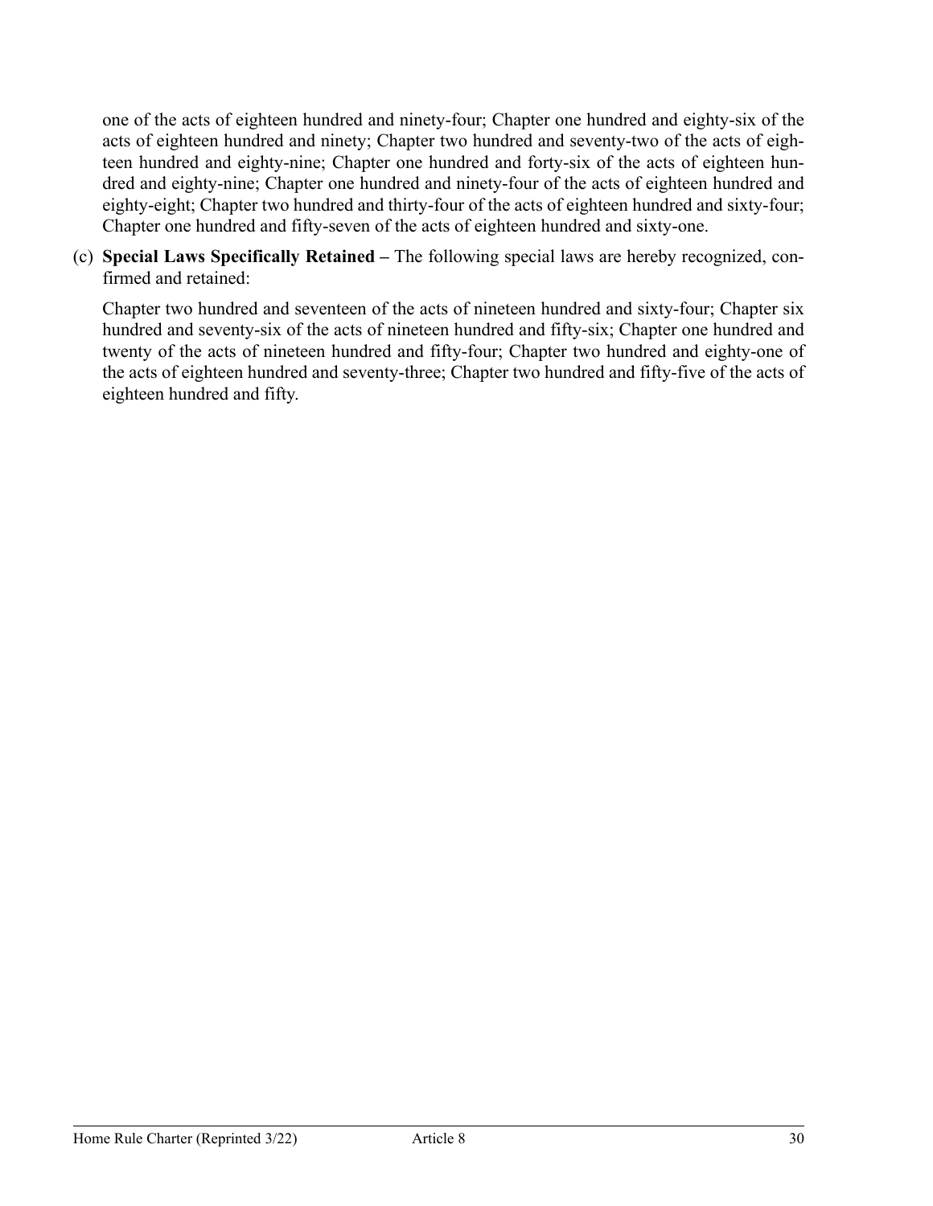one of the acts of eighteen hundred and ninety-four; Chapter one hundred and eighty-six of the acts of eighteen hundred and ninety; Chapter two hundred and seventy-two of the acts of eighteen hundred and eighty-nine; Chapter one hundred and forty-six of the acts of eighteen hundred and eighty-nine; Chapter one hundred and ninety-four of the acts of eighteen hundred and eighty-eight; Chapter two hundred and thirty-four of the acts of eighteen hundred and sixty-four; Chapter one hundred and fifty-seven of the acts of eighteen hundred and sixty-one.

(c) **Special Laws Specifically Retained –** The following special laws are hereby recognized, confirmed and retained:

Chapter two hundred and seventeen of the acts of nineteen hundred and sixty-four; Chapter six hundred and seventy-six of the acts of nineteen hundred and fifty-six; Chapter one hundred and twenty of the acts of nineteen hundred and fifty-four; Chapter two hundred and eighty-one of the acts of eighteen hundred and seventy-three; Chapter two hundred and fifty-five of the acts of eighteen hundred and fifty.